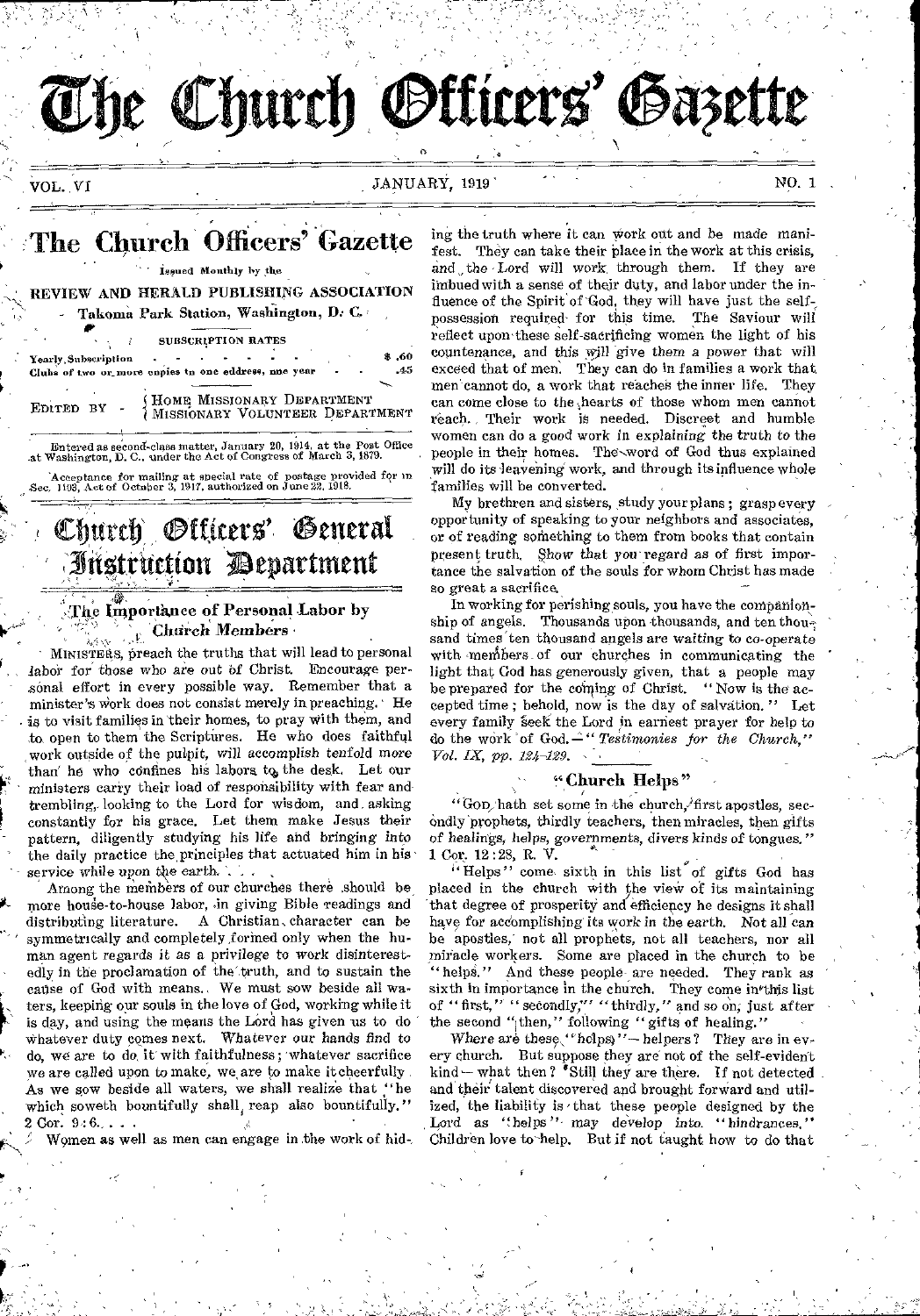# The Church Officers' Gazette

VOL. VI — JANUARY, 1919 — NO. 1

## The Church Officers' Gazette

Issued Monthly by the

**REVIEW AND HERALD PUBLISHING ASSOCIATION**

Takoma Park Station, Washington, D. C.

SUBSCRIPTION RATES

| | |
|---|---|
| Yearly Subscription | $ .60 |
| Clubs of two or more copies to one address, one year | .45 |

EDITED BY — HOME MISSIONARY DEPARTMENT / MISSIONARY VOLUNTEER DEPARTMENT

Entered as second-class matter, January 20, 1914, at the Post Office at Washington, D. C., under the Act of Congress of March 3, 1879.

Acceptance for mailing at special rate of postage provided for in Sec. 1103, Act of October 3, 1917, authorized on June 22, 1918.

# Church Officers' General Instruction Department

## The Importance of Personal Labor by Church Members

MINISTERS, preach the truths that will lead to personal labor for those who are out of Christ. Encourage personal effort in every possible way. Remember that a minister's work does not consist merely in preaching. He is to visit families in their homes, to pray with them, and to open to them the Scriptures. He who does faithful work outside of the pulpit, will accomplish tenfold more than he who confines his labors to the desk. Let our ministers carry their load of responsibility with fear and trembling, looking to the Lord for wisdom, and asking constantly for his grace. Let them make Jesus their pattern, diligently studying his life and bringing into the daily practice the principles that actuated him in his service while upon the earth. . . .

Among the members of our churches there should be more house-to-house labor, in giving Bible readings and distributing literature. A Christian character can be symmetrically and completely formed only when the human agent regards it as a privilege to work disinterestedly in the proclamation of the truth, and to sustain the cause of God with means. We must sow beside all waters, keeping our souls in the love of God, working while it is day, and using the means the Lord has given us to do whatever duty comes next. Whatever our hands find to do, we are to do it with faithfulness; whatever sacrifice we are called upon to make, we are to make it cheerfully. As we sow beside all waters, we shall realize that "he which soweth bountifully shall reap also bountifully." 2 Cor. 9:6. . . .

Women as well as men can engage in the work of hiding the truth where it can work out and be made manifest. They can take their place in the work at this crisis, and the Lord will work through them. If they are imbued with a sense of their duty, and labor under the influence of the Spirit of God, they will have just the self-possession required for this time. The Saviour will reflect upon these self-sacrificing women the light of his countenance, and this will give them a power that will exceed that of men. They can do in families a work that men cannot do, a work that reaches the inner life. They can come close to the hearts of those whom men cannot reach. Their work is needed. Discreet and humble women can do a good work in explaining the truth to the people in their homes. The word of God thus explained will do its leavening work, and through its influence whole families will be converted.

My brethren and sisters, study your plans; grasp every opportunity of speaking to your neighbors and associates, or of reading something to them from books that contain present truth. Show that you regard as of first importance the salvation of the souls for whom Christ has made so great a sacrifice.

In working for perishing souls, you have the companionship of angels. Thousands upon thousands, and ten thousand times ten thousand angels are waiting to co-operate with members of our churches in communicating the light that God has generously given, that a people may be prepared for the coming of Christ. "Now is the accepted time; behold, now is the day of salvation." Let every family seek the Lord in earnest prayer for help to do the work of God.—*"Testimonies for the Church," Vol. IX, pp. 124-129.*

## "Church Helps"

"GOD hath set some in the church, first apostles, secondly prophets, thirdly teachers, then miracles, then gifts of healings, helps, governments, divers kinds of tongues." 1 Cor. 12:28, R. V.

"Helps" come sixth in this list of gifts God has placed in the church with the view of its maintaining that degree of prosperity and efficiency he designs it shall have for accomplishing its work in the earth. Not all can be apostles, not all prophets, not all teachers, nor all miracle workers. Some are placed in the church to be "helps." And these people are needed. They rank as sixth in importance in the church. They come in this list of "first," "secondly," "thirdly," and so on, just after the second "then," following "gifts of healing."

Where are these "helps"—helpers? They are in every church. But suppose they are not of the self-evident kind—what then? Still they are there. If not detected and their talent discovered and brought forward and utilized, the liability is that these people designed by the Lord as "helps" may develop into "hindrances." Children love to help. But if not taught how to do that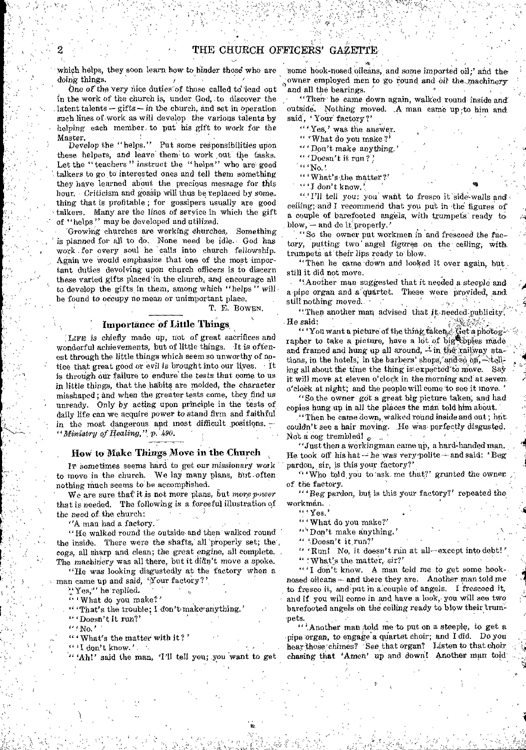which helps, they soon learn how to hinder those who are doing things.

One of the very nice duties of those called to lead out in the work of the church is, under God, to discover the latent talents — gifts — in the church, and set in operation such lines of work as will develop the various talents by helping each member to put his gift to work for the Master.

Develop the "helps." Put some responsibilities upon these helpers, and leave them to work out the tasks. Let the "teachers" instruct the "helps" who are good talkers to go to interested ones and tell them something they have learned about the precious message for this hour. Criticism and gossip will thus be replaced by something that is profitable; for gossipers usually are good talkers. Many are the lines of service in which the gift of "helps" may be developed and utilized.

Growing churches are working churches. Something is planned for all to do. None need be idle. God has work for every soul he calls into church fellowship. Again we would emphasize that one of the most important duties devolving upon church officers is to discern these varied gifts placed in the church, and encourage all to develop the gifts in them, among which "helps" will be found to occupy no mean or unimportant place.

T. E. Bowen.

## Importance of Little Things

Life is chiefly made up, not of great sacrifices and wonderful achievements, but of little things. It is oftenest through the little things which seem so unworthy of notice that great good or evil is brought into our lives. It is through our failure to endure the tests that come to us in little things, that the habits are molded, the character misshaped; and when the greater tests come, they find us unready. Only by acting upon principle in the tests of daily life can we acquire power to stand firm and faithful in the most dangerous and most difficult positions. — *"Ministry of Healing," p. 490.*

## How to Make Things Move in the Church

It sometimes seems hard to get our missionary work to move in the church. We lay many plans, but often nothing much seems to be accomplished.

We are sure that it is not more plans, but *more power* that is needed. The following is a forceful illustration of the need of the church:

"A man had a factory.

"He walked round the outside and then walked round the inside. There were the shafts, all properly set; the cogs, all sharp and clean; the great engine, all complete. The machinery was all there, but it didn't move a spoke.

"He was looking disgustedly at the factory when a man came up and said, 'Your factory?'

"'Yes," he replied.

"'What do you make?'

"'That's the trouble; I don't make anything.'

"'Doesn't it run?'

"'No.'

"'What's the matter with it?'

"'I don't know.'

"'Ah!' said the man, 'I'll tell you; you want to get some hook-nosed oilcans, and some imported oil;' and the owner employed men to go round and oil the machinery and all the bearings.

"Then he came down again, walked round inside and outside. Nothing moved. A man came up to him and said, 'Your factory?'

"'Yes,' was the answer.

"'What do you make?'

"'Don't make anything.'

"'Doesn't it run?'

"'No.'

"'What's the matter?'

"'I don't know.'

"'I'll tell you: you want to fresco it side-walls and ceiling; and I recommend that you put in the figures of a couple of barefooted angels, with trumpets ready to blow, — and do it properly.'

"So the owner put workmen in and frescoed the factory, putting two angel figures on the ceiling, with trumpets at their lips ready to blow.

"Then he came down and looked it over again, but still it did not move.

"Another man suggested that it needed a steeple and a pipe organ and a quartet. These were provided, and still nothing moved.

"Then another man advised that it needed publicity. He said:

"'You want a picture of the thing taken. Get a photographer to take a picture, have a lot of big copies made and framed and hung up all around, — in the railway stations, in the hotels, in the barbers' shops, and so on, — telling all about the time the thing is expected to move. Say it will move at eleven o'clock in the morning and at seven o'clock at night; and the people will come to see it move.'

"So the owner got a great big picture taken, and had copies hung up in all the places the man told him about.

"Then he came down, walked round inside and out; but couldn't see a hair moving. He was perfectly disgusted. Not a cog trembled!

"Just then a workingman came up, a hard-handed man. He took off his hat — he was very polite — and said: 'Beg pardon, sir, is this your factory?'

"'Who told you to ask me that?' grunted the owner of the factory.

"'Beg pardon, but is this your factory?' repeated the workman.

"'Yes.'

"'What do you make?'

"'Don't make anything.'

"'Doesn't it run?'

"'Run! No, it doesn't run at all — except into debt!'

"'What's the matter, sir?'

"'I don't know. A man told me to get some hook-nosed oilcans — and there they are. Another man told me to fresco it, and put in a couple of angels. I frescoed it, and if you will come in and have a look, you will see two barefooted angels on the ceiling ready to blow their trumpets.

"'Another man told me to put on a steeple, to get a pipe organ, to engage a quartet choir; and I did. Do you hear those chimes? See that organ? Listen to that choir chasing that 'Amen' up and down! Another man told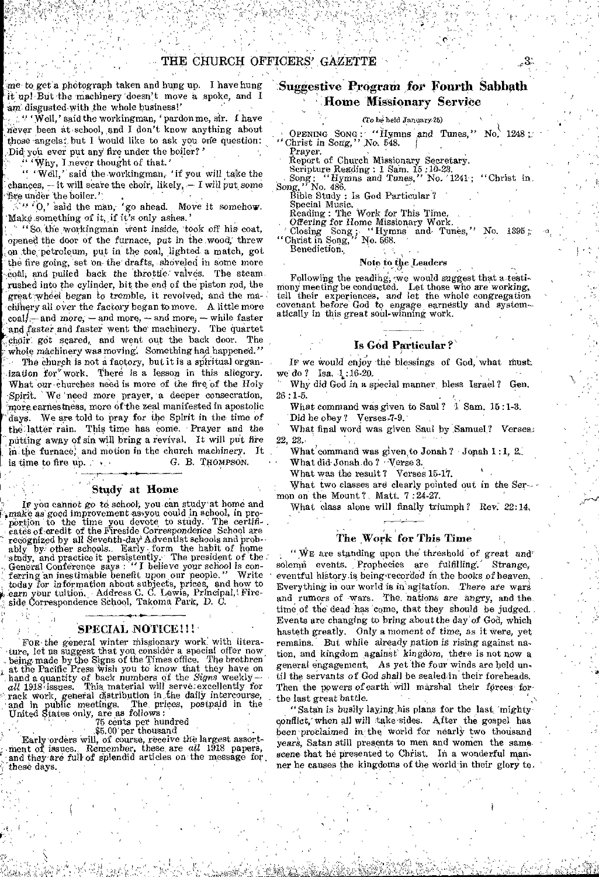me to get a photograph taken and hung up. I have hung it up! But the machinery doesn't move a spoke, and I am disgusted with the whole business!'

"'Well,' said the workingman, 'pardon me, sir. I have never been at school, and I don't know anything about those angels; but I would like to ask you one question: Did you ever put any fire under the boiler?'

"'Why, I never thought of that.'

"'Well,' said the workingman, 'if you will take the chances, — it will scare the choir, likely, — I will put some fire under the boiler.'

"'O,' said the man, 'go ahead. Move it somehow. Make something of it, if it's only ashes.'

"So the workingman went inside, took off his coat, opened the door of the furnace, put in the wood, threw on the petroleum, put in the coal, lighted a match, got the fire going, set on the drafts, shoveled in some more coal, and pulled back the throttle valves. The steam rushed into the cylinder, hit the end of the piston rod, the great wheel began to tremble, it revolved, and the machinery all over the factory began to move. A little more coal, — and more, — and more, — and more, — while faster and faster and faster went the machinery. The quartet choir got scared, and went out the back door. The whole machinery was moving. Something had happened."

The church is not a factory, but it is a spiritual organization for work. There is a lesson in this allegory. What our churches need is more of the fire of the Holy Spirit. We need more prayer, a deeper consecration, more earnestness, more of the zeal manifested in apostolic days. We are told to pray for the Spirit in the time of the latter rain. This time has come. Prayer and the putting away of sin will bring a revival. It will put fire in the furnace, and motion in the church machinery. It is time to fire up.

G. B. Thompson.

## Study at Home

If you cannot go to school, you can study at home and make as good improvement as you could in school, in proportion to the time you devote to study. The certificates of credit of the Fireside Correspondence School are recognized by all Seventh-day Adventist schools and probably by other schools. Early form the habit of home study, and practice it persistently. The president of the General Conference says: "I believe your school is conferring an inestimable benefit upon our people." Write today for information about subjects, prices, and how to earn your tuition. Address C. C. Lewis, Principal, Fireside Correspondence School, Takoma Park, D. C.

## SPECIAL NOTICE!!!

For the general winter missionary work with literature, let us suggest that you consider a special offer now being made by the Signs of the Times office. The brethren at the Pacific Press wish you to know that they have on hand a quantity of back numbers of the *Signs* weekly — *all* 1918 issues. This material will serve excellently for rack work, general distribution in the daily intercourse, and in public meetings. The prices, postpaid in the United States only, are as follows:

75 cents per hundred
$5.00 per thousand

Early orders will, of course, receive the largest assortment of issues. Remember, these are *all* 1918 papers, and they are full of splendid articles on the message for these days.

## Suggestive Program for Fourth Sabbath Home Missionary Service

(To be held January 25)

Opening Song: "Hymns and Tunes," No. 1248; "Christ in Song," No. 548.
Prayer.
Report of Church Missionary Secretary.
Scripture Reading: 1 Sam. 15:10-23.
Song: "Hymns and Tunes," No. 1241; "Christ in Song," No. 486.
Bible Study: Is God Particular?
Special Music.
Reading: The Work for This Time.
Offering for Home Missionary Work.
Closing Song: "Hymns and Tunes," No. 1395; "Christ in Song," No. 568.
Benediction.

### Note to the Leaders

Following the reading, we would suggest that a testimony meeting be conducted. Let those who are working, tell their experiences, and let the whole congregation covenant before God to engage earnestly and systematically in this great soul-winning work.

## Is God Particular?

If we would enjoy the blessings of God, what must we do? Isa. 1:16-20.

Why did God in a special manner bless Israel? Gen. 26:1-5.

What command was given to Saul? 1 Sam. 15:1-3.

Did he obey? Verses 7-9.

What final word was given Saul by Samuel? Verses 22, 23.

What command was given to Jonah? Jonah 1:1, 2.

What did Jonah do? Verse 3.

What was the result? Verses 15-17.

What two classes are clearly pointed out in the Sermon on the Mount? Matt. 7:24-27.

What class alone will finally triumph? Rev. 22:14.

## The Work for This Time

"We are standing upon the threshold of great and solemn events. Prophecies are fulfilling. Strange, eventful history is being recorded in the books of heaven. Everything in our world is in agitation. There are wars and rumors of wars. The nations are angry, and the time of the dead has come, that they should be judged. Events are changing to bring about the day of God, which hasteth greatly. Only a moment of time, as it were, yet remains. But while already nation is rising against nation, and kingdom against kingdom, there is not now a general engagement. As yet the four winds are held until the servants of God shall be sealed in their foreheads. Then the powers of earth will marshal their forces for the last great battle.

"Satan is busily laying his plans for the last mighty conflict, when all will take sides. After the gospel has been proclaimed in the world for nearly two thousand years, Satan still presents to men and women the same scene that he presented to Christ. In a wonderful manner he causes the kingdoms of the world in their glory to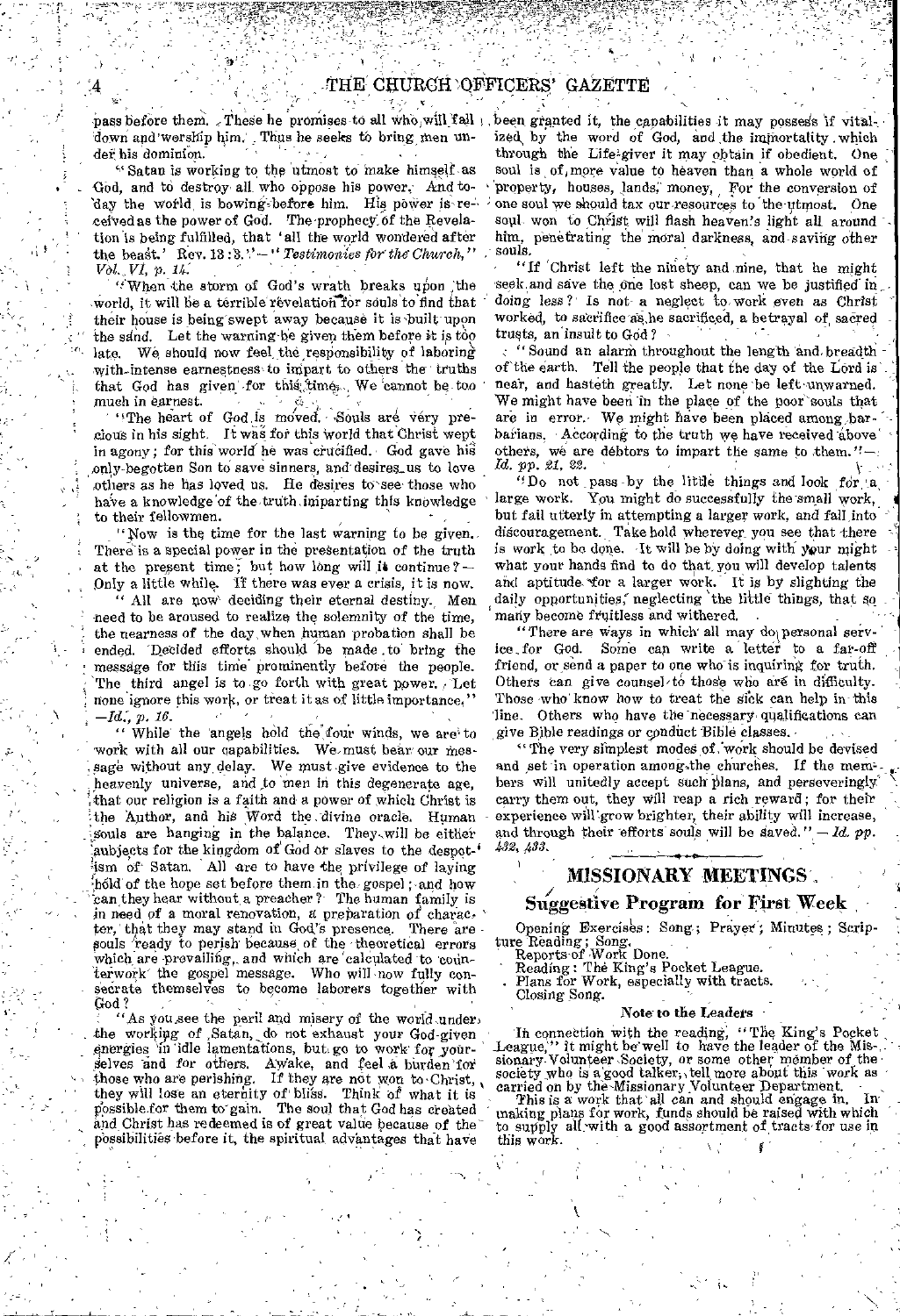pass before them. These he promises to all who will fall down and worship him. Thus he seeks to bring men under his dominion.

"Satan is working to the utmost to make himself as God, and to destroy all who oppose his power. And today the world is bowing before him. His power is received as the power of God. The prophecy of the Revelation is being fulfilled, that 'all the world wondered after the beast.' Rev. 13:3." — "*Testimonies for the Church,*" *Vol. VI, p. 14.*

"When the storm of God's wrath breaks upon the world, it will be a terrible revelation for souls to find that their house is being swept away because it is built upon the sand. Let the warning be given them before it is too late. We should now feel the responsibility of laboring with intense earnestness to impart to others the truths that God has given for this time. We cannot be too much in earnest.

"The heart of God is moved. Souls are very precious in his sight. It was for this world that Christ wept in agony; for this world he was crucified. God gave his only-begotten Son to save sinners, and desires us to love others as he has loved us. He desires to see those who have a knowledge of the truth imparting this knowledge to their fellowmen.

"Now is the time for the last warning to be given. There is a special power in the presentation of the truth at the present time; but how long will it continue? — Only a little while. If there was ever a crisis, it is now.

"All are now deciding their eternal destiny. Men need to be aroused to realize the solemnity of the time, the nearness of the day when human probation shall be ended. Decided efforts should be made to bring the message for this time prominently before the people. The third angel is to go forth with great power. Let none ignore this work, or treat it as of little importance." — *Id., p. 16.*

"While the angels hold the four winds, we are to work with all our capabilities. We must bear our message without any delay. We must give evidence to the heavenly universe, and to men in this degenerate age, that our religion is a faith and a power of which Christ is the Author, and his Word the divine oracle. Human souls are hanging in the balance. They will be either subjects for the kingdom of God or slaves to the despotism of Satan. All are to have the privilege of laying hold of the hope set before them in the gospel; and how can they hear without a preacher? The human family is in need of a moral renovation, a preparation of character, that they may stand in God's presence. There are souls ready to perish because of the theoretical errors which are prevailing, and which are calculated to counterwork the gospel message. Who will now fully consecrate themselves to become laborers together with God?

"As you see the peril and misery of the world under the working of Satan, do not exhaust your God-given energies in idle lamentations, but go to work for yourselves and for others. Awake, and feel a burden for those who are perishing. If they are not won to Christ, they will lose an eternity of bliss. Think of what it is possible for them to gain. The soul that God has created and Christ has redeemed is of great value because of the possibilities before it, the spiritual advantages that have been granted it, the capabilities it may possess if vitalized by the word of God, and the immortality which through the Life-giver it may obtain if obedient. One soul is of more value to heaven than a whole world of property, houses, lands, money. For the conversion of one soul we should tax our resources to the utmost. One soul won to Christ will flash heaven's light all around him, penetrating the moral darkness, and saving other souls.

"If Christ left the ninety and nine, that he might seek and save the one lost sheep, can we be justified in doing less? Is not a neglect to work even as Christ worked, to sacrifice as he sacrificed, a betrayal of sacred trusts, an insult to God?

"Sound an alarm throughout the length and breadth of the earth. Tell the people that the day of the Lord is near, and hasteth greatly. Let none be left unwarned. We might have been in the place of the poor souls that are in error. We might have been placed among barbarians. According to the truth we have received above others, we are debtors to impart the same to them." — *Id. pp. 21, 22.*

"Do not pass by the little things and look for a large work. You might do successfully the small work, but fail utterly in attempting a larger work, and fall into discouragement. Take hold wherever you see that there is work to be done. It will be by doing with your might what your hands find to do that you will develop talents and aptitude for a larger work. It is by slighting the daily opportunities, neglecting the little things, that so many become fruitless and withered.

"There are ways in which all may do personal service for God. Some can write a letter to a far-off friend, or send a paper to one who is inquiring for truth. Others can give counsel to those who are in difficulty. Those who know how to treat the sick can help in this line. Others who have the necessary qualifications can give Bible readings or conduct Bible classes.

"The very simplest modes of work should be devised and set in operation among the churches. If the members will unitedly accept such plans, and perseveringly carry them out, they will reap a rich reward; for their experience will grow brighter, their ability will increase, and through their efforts souls will be saved." — *Id. pp. 432, 433.*

## MISSIONARY MEETINGS

### Suggestive Program for First Week

Opening Exercises: Song; Prayer; Minutes; Scripture Reading; Song.
Reports of Work Done.
Reading: The King's Pocket League.
Plans for Work, especially with tracts.
Closing Song.

#### Note to the Leaders

In connection with the reading, "The King's Pocket League," it might be well to have the leader of the Missionary Volunteer Society, or some other member of the society who is a good talker, tell more about this work as carried on by the Missionary Volunteer Department.

This is a work that all can and should engage in. In making plans for work, funds should be raised with which to supply all with a good assortment of tracts for use in this work.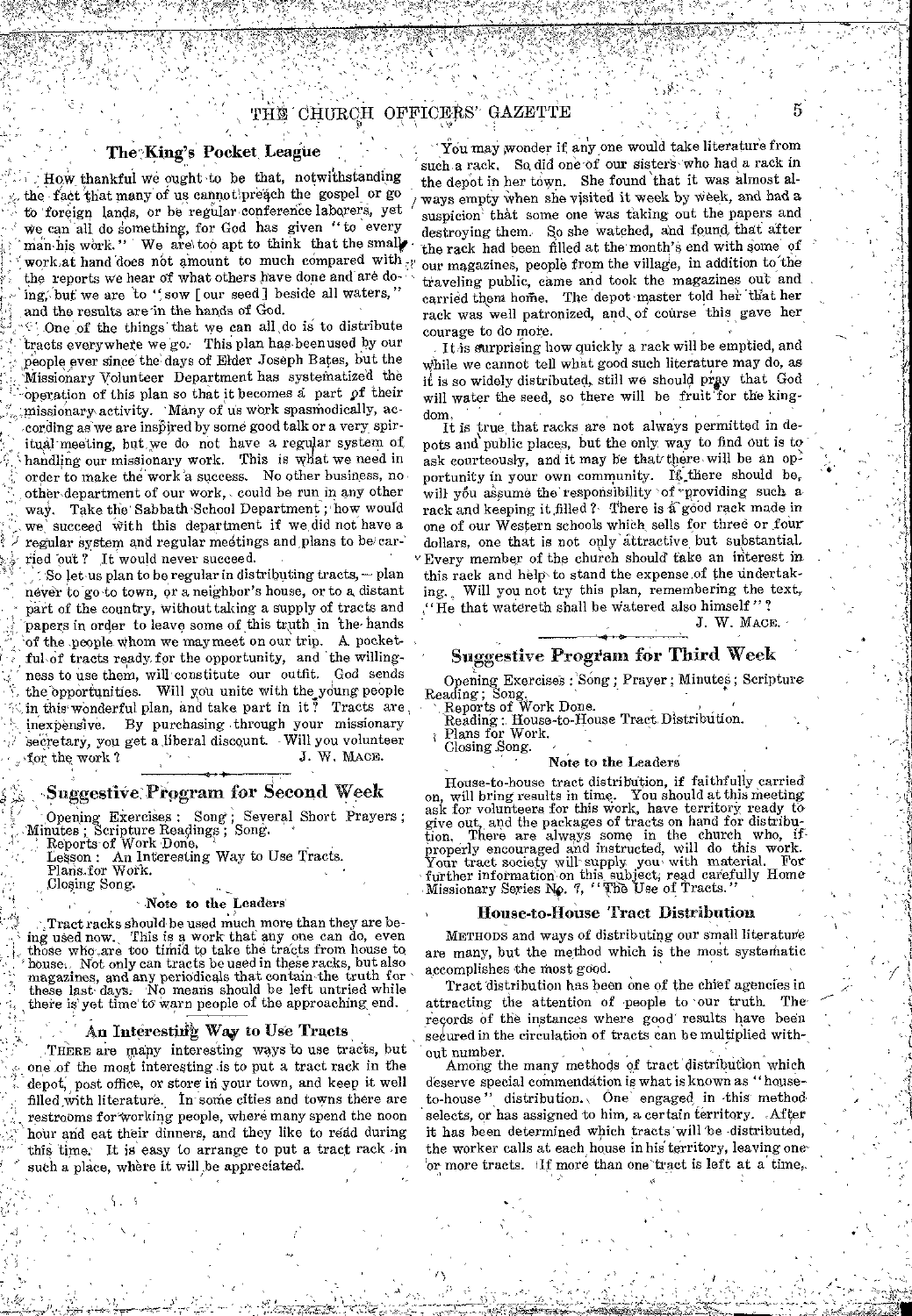## The King's Pocket League

How thankful we ought to be that, notwithstanding the fact that many of us cannot preach the gospel or go to foreign lands, or be regular conference laborers, yet we can all do something, for God has given "to every man his work." We are too apt to think that the small work at hand does not amount to much compared with the reports we hear of what others have done and are doing, but we are to "sow [our seed] beside all waters," and the results are in the hands of God.

One of the things that we can all do is to distribute tracts everywhere we go. This plan has been used by our people ever since the days of Elder Joseph Bates, but the Missionary Volunteer Department has systematized the operation of this plan so that it becomes a part of their missionary activity. Many of us work spasmodically, according as we are inspired by some good talk or a very spiritual meeting, but we do not have a regular system of handling our missionary work. This is what we need in order to make the work a success. No other business, no other department of our work, could be run in any other way. Take the Sabbath School Department; how would we succeed with this department if we did not have a regular system and regular meetings and plans to be carried out? It would never succeed.

So let us plan to be regular in distributing tracts,—plan never to go to town, or a neighbor's house, or to a distant part of the country, without taking a supply of tracts and papers in order to leave some of this truth in the hands of the people whom we may meet on our trip. A pocketful of tracts ready for the opportunity, and the willingness to use them, will constitute our outfit. God sends the opportunities. Will you unite with the young people in this wonderful plan, and take part in it? Tracts are inexpensive. By purchasing through your missionary secretary, you get a liberal discount. Will you volunteer for the work?

J. W. MACE.

## Suggestive Program for Second Week

Opening Exercises: Song; Several Short Prayers; Minutes; Scripture Readings; Song.
Reports of Work Done.
Lesson: An Interesting Way to Use Tracts.
Plans for Work.
Closing Song.

#### Note to the Leaders

Tract racks should be used much more than they are being used now. This is a work that any one can do, even those who are too timid to take the tracts from house to house. Not only can tracts be used in these racks, but also magazines, and any periodicals that contain the truth for these last days. No means should be left untried while there is yet time to warn people of the approaching end.

### An Interesting Way to Use Tracts

THERE are many interesting ways to use tracts, but one of the most interesting is to put a tract rack in the depot, post office, or store in your town, and keep it well filled with literature. In some cities and towns there are restrooms for working people, where many spend the noon hour and eat their dinners, and they like to read during this time. It is easy to arrange to put a tract rack in such a place, where it will be appreciated.

You may wonder if any one would take literature from such a rack. So did one of our sisters who had a rack in the depot in her town. She found that it was almost always empty when she visited it week by week, and had a suspicion that some one was taking out the papers and destroying them. So she watched, and found that after the rack had been filled at the month's end with some of our magazines, people from the village, in addition to the traveling public, came and took the magazines out and carried them home. The depot master told her that her rack was well patronized, and, of course this gave her courage to do more.

It is surprising how quickly a rack will be emptied, and while we cannot tell what good such literature may do, as it is so widely distributed, still we should pray that God will water the seed, so there will be fruit for the kingdom.

It is true that racks are not always permitted in depots and public places, but the only way to find out is to ask courteously, and it may be that there will be an opportunity in your own community. If there should be, will you assume the responsibility of providing such a rack and keeping it filled? There is a good rack made in one of our Western schools which sells for three or four dollars, one that is not only attractive but substantial. Every member of the church should take an interest in this rack and help to stand the expense of the undertaking. Will you not try this plan, remembering the text, "He that watereth shall be watered also himself"?

J. W. MACE.

## Suggestive Program for Third Week

Opening Exercises: Song; Prayer; Minutes; Scripture Reading; Song.
Reports of Work Done.
Reading: House-to-House Tract Distribution.
Plans for Work.
Closing Song.

#### Note to the Leaders

House-to-house tract distribution, if faithfully carried on, will bring results in time. You should at this meeting ask for volunteers for this work, have territory ready to give out, and the packages of tracts on hand for distribution. There are always some in the church who, if properly encouraged and instructed, will do this work. Your tract society will supply you with material. For further information on this subject, read carefully Home Missionary Series No. 7, "The Use of Tracts."

### House-to-House Tract Distribution

METHODS and ways of distributing our small literature are many, but the method which is the most systematic accomplishes the most good.

Tract distribution has been one of the chief agencies in attracting the attention of people to our truth. The records of the instances where good results have been secured in the circulation of tracts can be multiplied without number.

Among the many methods of tract distribution which deserve special commendation is what is known as "house-to-house" distribution. One engaged in this method selects, or has assigned to him, a certain territory. After it has been determined which tracts will be distributed, the worker calls at each house in his territory, leaving one or more tracts. If more than one tract is left at a time,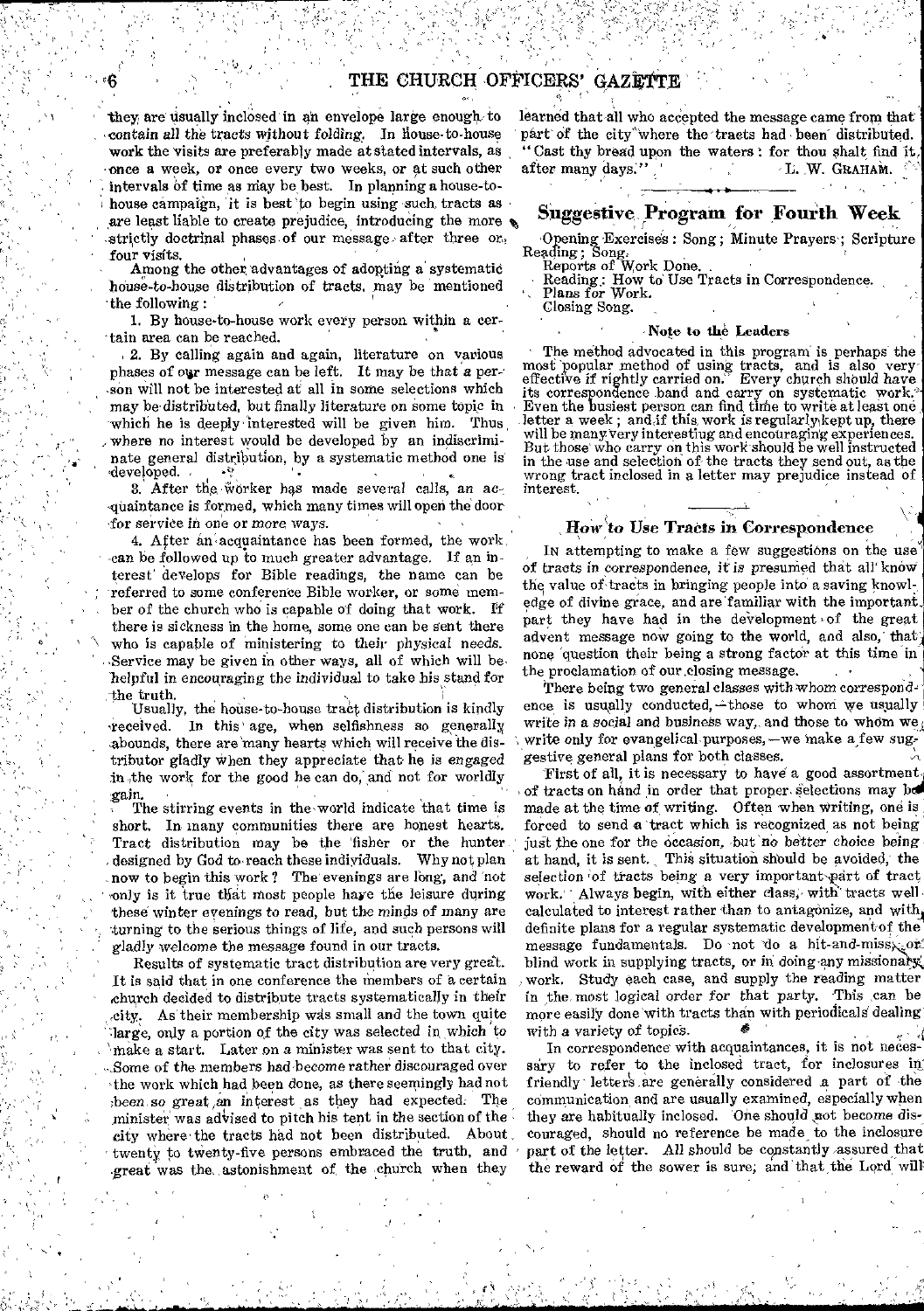they are usually inclosed in an envelope large enough to contain all the tracts without folding. In house-to-house work the visits are preferably made at stated intervals, as once a week, or once every two weeks, or at such other intervals of time as may be best. In planning a house-to-house campaign, it is best to begin using such tracts as are least liable to create prejudice, introducing the more strictly doctrinal phases of our message after three or four visits.

Among the other advantages of adopting a systematic house-to-house distribution of tracts, may be mentioned the following:

1. By house-to-house work every person within a certain area can be reached.

2. By calling again and again, literature on various phases of our message can be left. It may be that a person will not be interested at all in some selections which may be distributed, but finally literature on some topic in which he is deeply interested will be given him. Thus, where no interest would be developed by an indiscriminate general distribution, by a systematic method one is developed.

3. After the worker has made several calls, an acquaintance is formed, which many times will open the door for service in one or more ways.

4. After an acquaintance has been formed, the work can be followed up to much greater advantage. If an interest develops for Bible readings, the name can be referred to some conference Bible worker, or some member of the church who is capable of doing that work. If there is sickness in the home, some one can be sent there who is capable of ministering to their physical needs. Service may be given in other ways, all of which will be helpful in encouraging the individual to take his stand for the truth.

Usually, the house-to-house tract distribution is kindly received. In this age, when selfishness so generally abounds, there are many hearts which will receive the distributor gladly when they appreciate that he is engaged in the work for the good he can do, and not for worldly gain.

The stirring events in the world indicate that time is short. In many communities there are honest hearts. Tract distribution may be the fisher or the hunter designed by God to reach these individuals. Why not plan now to begin this work? The evenings are long, and not only is it true that most people have the leisure during these winter evenings to read, but the minds of many are turning to the serious things of life, and such persons will gladly welcome the message found in our tracts.

Results of systematic tract distribution are very great. It is said that in one conference the members of a certain church decided to distribute tracts systematically in their city. As their membership was small and the town quite large, only a portion of the city was selected in which to make a start. Later on a minister was sent to that city. Some of the members had become rather discouraged over the work which had been done, as there seemingly had not been so great an interest as they had expected. The minister was advised to pitch his tent in the section of the city where the tracts had not been distributed. About twenty to twenty-five persons embraced the truth, and great was the astonishment of the church when they learned that all who accepted the message came from that part of the city where the tracts had been distributed. "Cast thy bread upon the waters: for thou shalt find it after many days."

L. W. GRAHAM.

## Suggestive Program for Fourth Week

Opening Exercises: Song; Minute Prayers; Scripture Reading; Song.
Reports of Work Done.
Reading: How to Use Tracts in Correspondence.
Plans for Work.
Closing Song.

### Note to the Leaders

The method advocated in this program is perhaps the most popular method of using tracts, and is also very effective if rightly carried on. Every church should have its correspondence band and carry on systematic work. Even the busiest person can find time to write at least one letter a week; and if this work is regularly kept up, there will be many very interesting and encouraging experiences. But those who carry on this work should be well instructed in the use and selection of the tracts they send out, as the wrong tract inclosed in a letter may prejudice instead of interest.

## How to Use Tracts in Correspondence

In attempting to make a few suggestions on the use of tracts in correspondence, it is presumed that all know the value of tracts in bringing people into a saving knowledge of divine grace, and are familiar with the important part they have had in the development of the great advent message now going to the world, and also, that none question their being a strong factor at this time in the proclamation of our closing message.

There being two general classes with whom correspondence is usually conducted,—those to whom we usually write in a social and business way, and those to whom we write only for evangelical purposes,—we make a few suggestive general plans for both classes.

First of all, it is necessary to have a good assortment of tracts on hand in order that proper selections may be made at the time of writing. Often when writing, one is forced to send a tract which is recognized as not being just the one for the occasion, but no better choice being at hand, it is sent. This situation should be avoided, the selection of tracts being a very important part of tract work. Always begin, with either class, with tracts well calculated to interest rather than to antagonize, and with definite plans for a regular systematic development of the message fundamentals. Do not do a hit-and-miss, or blind work in supplying tracts, or in doing any missionary work. Study each case, and supply the reading matter in the most logical order for that party. This can be more easily done with tracts than with periodicals dealing with a variety of topics.

In correspondence with acquaintances, it is not necessary to refer to the inclosed tract, for inclosures in friendly letters are generally considered a part of the communication and are usually examined, especially when they are habitually inclosed. One should not become discouraged, should no reference be made to the inclosure part of the letter. All should be constantly assured that the reward of the sower is sure, and that the Lord will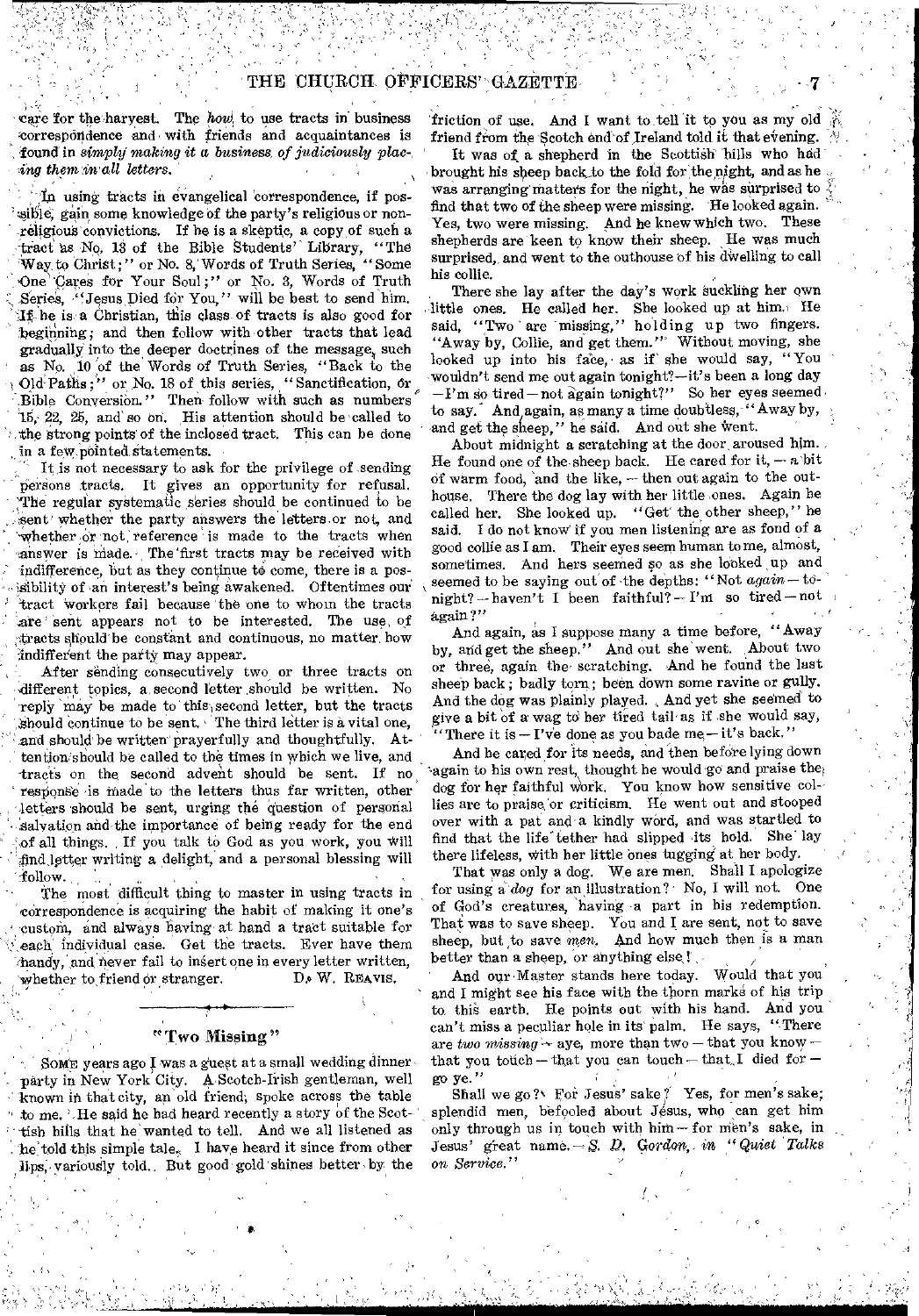care for the harvest. The *how* to use tracts in business correspondence and with friends and acquaintances is found in *simply making it a business of judiciously placing them in all letters.*

In using tracts in evangelical correspondence, if possible, gain some knowledge of the party's religious or nonreligious convictions. If he is a skeptic, a copy of such a tract as No. 13 of the Bible Students' Library, "The Way to Christ;" or No. 8, Words of Truth Series, "Some One Cares for Your Soul;" or No. 3, Words of Truth Series, "Jesus Died for You," will be best to send him. If he is a Christian, this class of tracts is also good for beginning; and then follow with other tracts that lead gradually into the deeper doctrines of the message, such as No. 10 of the Words of Truth Series, "Back to the Old Paths;" or No. 18 of this series, "Sanctification, or Bible Conversion." Then follow with such as numbers 15, 22, 25, and so on. His attention should be called to the strong points of the inclosed tract. This can be done in a few pointed statements.

It is not necessary to ask for the privilege of sending persons tracts. It gives an opportunity for refusal. The regular systematic series should be continued to be sent whether the party answers the letters or not, and whether or not reference is made to the tracts when answer is made. The first tracts may be received with indifference, but as they continue to come, there is a possibility of an interest's being awakened. Oftentimes our tract workers fail because the one to whom the tracts are sent appears not to be interested. The use of tracts should be constant and continuous, no matter how indifferent the party may appear.

After sending consecutively two or three tracts on different topics, a second letter should be written. No reply may be made to this second letter, but the tracts should continue to be sent. The third letter is a vital one, and should be written prayerfully and thoughtfully. Attention should be called to the times in which we live, and tracts on the second advent should be sent. If no response is made to the letters thus far written, other letters should be sent, urging the question of personal salvation and the importance of being ready for the end of all things. If you talk to God as you work, you will find letter writing a delight, and a personal blessing will follow.

The most difficult thing to master in using tracts in correspondence is acquiring the habit of making it one's custom, and always having at hand a tract suitable for each individual case. Get the tracts. Ever have them handy, and never fail to insert one in every letter written, whether to friend or stranger.

D. W. REAVIS.

## "Two Missing"

SOME years ago I was a guest at a small wedding dinner party in New York City. A Scotch-Irish gentleman, well known in that city, an old friend, spoke across the table to me. He said he had heard recently a story of the Scottish hills that he wanted to tell. And we all listened as he told this simple tale. I have heard it since from other lips, variously told. But good gold shines better by the friction of use. And I want to tell it to you as my old friend from the Scotch end of Ireland told it that evening.

It was of a shepherd in the Scottish hills who had brought his sheep back to the fold for the night, and as he was arranging matters for the night, he was surprised to find that two of the sheep were missing. Yes, two were missing. And he knew which two. These shepherds are keen to know their sheep. He was much surprised, and went to the outhouse of his dwelling to call his collie.

There she lay after the day's work suckling her own little ones. He called her. She looked up at him. He said, "Two are missing," holding up two fingers. "Away by, Collie, and get them." Without moving, she looked up into his face, as if she would say, "You wouldn't send me out again tonight?—it's been a long day —I'm so tired—not again tonight?" So her eyes seemed to say. And again, as many a time doubtless, "Away by, and get the sheep," he said. And out she went.

About midnight a scratching at the door aroused him. He found one of the sheep back. He cared for it,—a bit of warm food, and the like,—then out again to the outhouse. There the dog lay with her little ones. Again he called her. She looked up. "Get the other sheep," he said. I do not know if you men listening are as fond of a good collie as I am. Their eyes seem human to me, almost, sometimes. And hers seemed so as she looked up and seemed to be saying out of the depths: "Not *again*—tonight?—haven't I been faithful?—I'm so tired—not again?"

And again, as I suppose many a time before, "Away by, and get the sheep." And out she went. About two or three, again the scratching. And he found the last sheep back; badly torn; been down some ravine or gully. And the dog was plainly played. And yet she seemed to give a bit of a wag to her tired tail as if she would say, "There it is—I've done as you bade me—it's back."

And he cared for its needs, and then before lying down again to his own rest, thought he would go and praise the dog for her faithful work. You know how sensitive collies are to praise or criticism. He went out and stooped over with a pat and a kindly word, and was startled to find that the life tether had slipped its hold. She lay there lifeless, with her little ones tugging at her body.

That was only a dog. We are men. Shall I apologize for using a *dog* for an illustration? No, I will not. One of God's creatures, having a part in his redemption. That was to save sheep. You and I are sent, not to save sheep, but to save *men*. And how much then is a man better than a sheep, or anything else!

And our Master stands here today. Would that you and I might see his face with the thorn marks of his trip to this earth. He points out with his hand. And you can't miss a peculiar hole in its palm. He says, "There are *two missing*—aye, more than two—that you know—that you touch—that you can touch—that I died for—go ye."

Shall we go? For Jesus' sake? Yes, for men's sake; splendid men, befooled about Jesus, who can get him only through us in touch with him—for men's sake, in Jesus' great name.—*S. D. Gordon, in "Quiet Talks on Service."*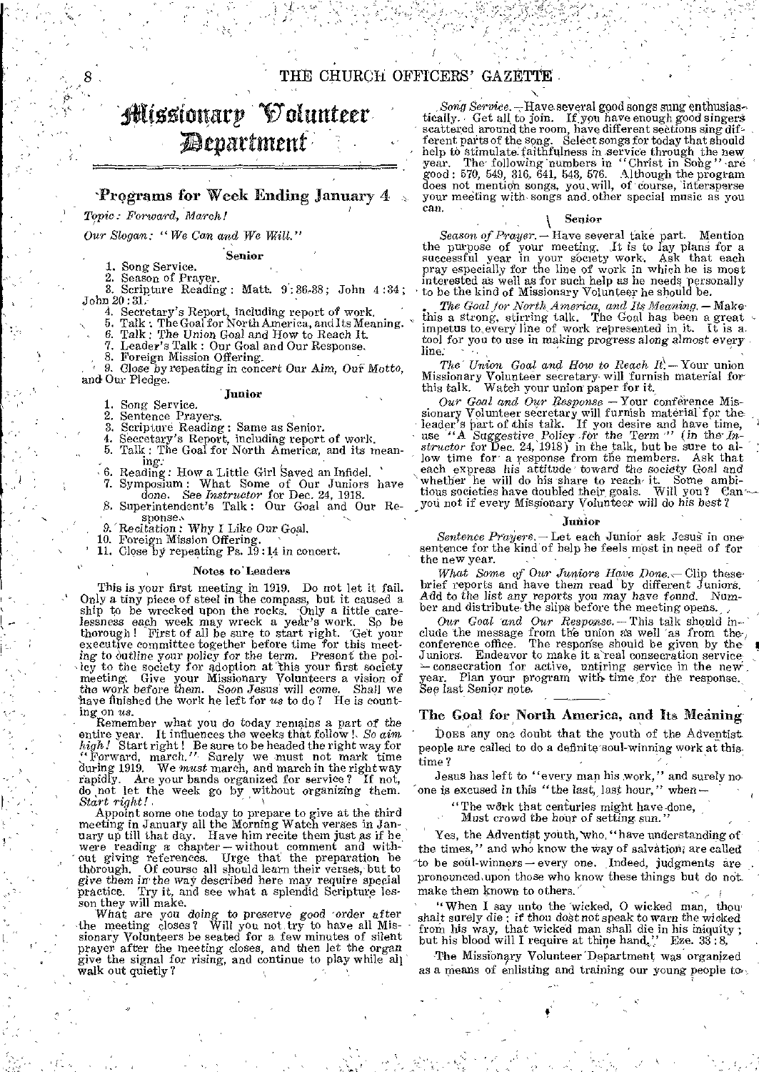# Missionary Volunteer Department

## Programs for Week Ending January 4

*Topic: Forward, March!*

*Our Slogan: "We Can and We Will."*

### Senior

1. Song Service.
2. Season of Prayer.
3. Scripture Reading: Matt. 9:36-38; John 4:34; John 20:31.
4. Secretary's Report, including report of work.
5. Talk: The Goal for North America, and Its Meaning.
6. Talk: The Union Goal and How to Reach It.
7. Leader's Talk: Our Goal and Our Response.
8. Foreign Mission Offering.
9. Close by repeating in concert Our Aim, Our Motto, and Our Pledge.

### Junior

1. Song Service.
2. Sentence Prayers.
3. Scripture Reading: Same as Senior.
4. Secretary's Report, including report of work.
5. Talk: The Goal for North America, and its meaning.
6. Reading: How a Little Girl Saved an Infidel.
7. Symposium: What Some of Our Juniors have done. See *Instructor* for Dec. 24, 1918.
8. Superintendent's Talk: Our Goal and Our Response.
9. Recitation: Why I Like Our Goal.
10. Foreign Mission Offering.
11. Close by repeating Ps. 19:14 in concert.

### Notes to Leaders

This is your first meeting in 1919. Do not let it fail. Only a tiny piece of steel in the compass, but it caused a ship to be wrecked upon the rocks. Only a little carelessness each week may wreck a year's work. So be thorough! First of all be sure to start right. Get your executive committee together before time for this meeting to outline your policy for the term. Present the policy to the society for adoption at this your first society meeting. Give your Missionary Volunteers a vision of the work before them. Soon Jesus will come. Shall we have finished the work he left for *us* to do? He is counting on *us*.

Remember what you do today remains a part of the entire year. It influences the weeks that follow! *So aim high!* Start right! Be sure to be headed the right way for "Forward, march." Surely we must not mark time during 1919. We *must* march, and march in the right way rapidly. Are your bands organized for service? If not, do not let the week go by without organizing them. *Start right!*

Appoint some one today to prepare to give at the third meeting in January all the Morning Watch verses in January up till that day. Have him recite them just as if he were reading a chapter — without comment and without giving references. Urge that the preparation be thorough. Of course all should learn their verses, but to give them in the way described here may require special practice. Try it, and see what a splendid Scripture lesson they will make.

What are you doing to preserve good order after the meeting closes? Will you not try to have all Missionary Volunteers be seated for a few minutes of silent prayer after the meeting closes, and then let the organ give the signal for rising, and continue to play while all walk out quietly?

*Song Service.* — Have several good songs sung enthusiastically. Get all to join. If you have enough good singers scattered around the room, have different sections sing different parts of the song. Select songs for today that should help to stimulate faithfulness in service through the new year. The following numbers in "Christ in Song" are good: 570, 549, 316, 641, 543, 576. Although the program does not mention songs, you will, of course, intersperse your meeting with songs and other special music as you can.

### Senior

*Season of Prayer.* — Have several take part. Mention the purpose of your meeting. It is to lay plans for a successful year in your society work. Ask that each pray especially for the line of work in which he is most interested as well as for such help as he needs personally to be the kind of Missionary Volunteer he should be.

*The Goal for North America, and Its Meaning.* — Make this a strong, stirring talk. The Goal has been a great impetus to every line of work represented in it. It is a tool for you to use in making progress along almost every line.

*The Union Goal and How to Reach It.* — Your union Missionary Volunteer secretary will furnish material for this talk. Watch your union paper for it.

*Our Goal and Our Response.* — Your conference Missionary Volunteer secretary will furnish material for the leader's part of this talk. If you desire and have time, use "A Suggestive Policy for the Term" (in the *Instructor* for Dec. 24, 1918) in the talk, but be sure to allow time for a response from the members. Ask that each express his attitude toward the society Goal and whether he will do his share to reach it. Some ambitious societies have doubled their goals. Will you? Can you not if every Missionary Volunteer will do *his best*?

### Junior

*Sentence Prayers.* — Let each Junior ask Jesus in one sentence for the kind of help he feels most in need of for the new year.

*What Some of Our Juniors Have Done.* — Clip these brief reports and have them read by different Juniors. Add to the list any reports you may have found. Number and distribute the slips before the meeting opens.

*Our Goal and Our Response.* — This talk should include the message from the union as well as from the conference office. The response should be given by the Juniors. Endeavor to make it a real consecration service — consecration for active, untiring service in the new year. Plan your program with time for the response. See last Senior note.

## The Goal for North America, and Its Meaning

Does any one doubt that the youth of the Adventist people are called to do a definite soul-winning work at this time?

Jesus has left to "every man his work," and surely no one is excused in this "the last, last hour," when —

> "The work that centuries might have done,
> Must crowd the hour of setting sun."

Yes, the Adventist youth, who, "have understanding of the times," and who know the way of salvation, are called to be soul-winners — every one. Indeed, judgments are pronounced upon those who know these things but do not make them known to others.

"When I say unto the wicked, O wicked man, thou shalt surely die; if thou dost not speak to warn the wicked from his way, that wicked man shall die in his iniquity; but his blood will I require at thine hand." Eze. 33:8.

The Missionary Volunteer Department was organized as a means of enlisting and training our young people to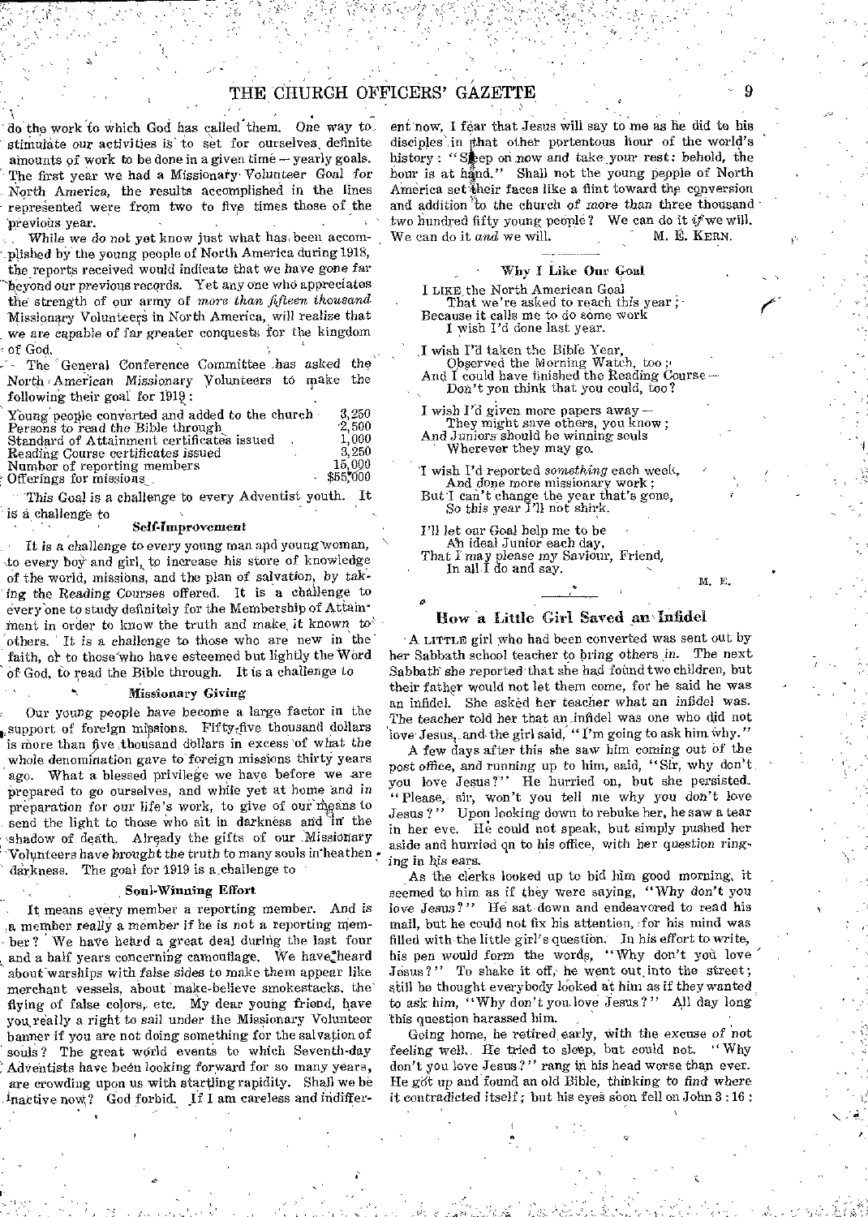do the work to which God has called them. One way to stimulate our activities is to set for ourselves definite amounts of work to be done in a given time — yearly goals. The first year we had a Missionary Volunteer Goal for North America, the results accomplished in the lines represented were from two to five times those of the previous year.

While we do not yet know just what has been accomplished by the young people of North America during 1918, the reports received would indicate that we have gone far beyond our previous records. Yet any one who appreciates the strength of our army of *more than fifteen thousand* Missionary Volunteers in North America, will realize that we are capable of far greater conquests for the kingdom of God.

The General Conference Committee has asked the North American Missionary Volunteers to make the following their goal for 1919:

| | |
|---|---|
| Young people converted and added to the church | 3,250 |
| Persons to read the Bible through | 2,500 |
| Standard of Attainment certificates issued | 1,000 |
| Reading Course certificates issued | 3,250 |
| Number of reporting members | 15,000 |
| Offerings for missions | $55,000 |

This Goal is a challenge to every Adventist youth. It is a challenge to

### Self-Improvement

It is a challenge to every young man and young woman, to every boy and girl, to increase his store of knowledge of the world, missions, and the plan of salvation, by taking the Reading Courses offered. It is a challenge to every one to study definitely for the Membership of Attainment in order to know the truth and make it known to others. It is a challenge to those who are new in the faith, or to those who have esteemed but lightly the Word of God, to read the Bible through. It is a challenge to

### Missionary Giving

Our young people have become a large factor in the support of foreign missions. Fifty-five thousand dollars is more than five thousand dollars in excess of what the whole denomination gave to foreign missions thirty years ago. What a blessed privilege we have before we are prepared to go ourselves, and while yet at home and in preparation for our life's work, to give of our means to send the light to those who sit in darkness and in the shadow of death. Already the gifts of our Missionary Volunteers have brought the truth to many souls in heathen darkness. The goal for 1919 is a challenge to

### Soul-Winning Effort

It means every member a reporting member. And is a member really a member if he is not a reporting member? We have heard a great deal during the last four and a half years concerning camouflage. We have heard about warships with false sides to make them appear like merchant vessels, about make-believe smokestacks, the flying of false colors, etc. My dear young friend, have you really a right to sail under the Missionary Volunteer banner if you are not doing something for the salvation of souls? The great world events to which Seventh-day Adventists have been looking forward for so many years, are crowding upon us with startling rapidity. Shall we be inactive now? God forbid. If I am careless and indifferent now, I fear that Jesus will say to me as he did to his disciples in that other portentous hour of the world's history: "Sleep on now and take your rest: behold, the hour is at hand." Shall not the young people of North America set their faces like a flint toward the conversion and addition to the church of more than three thousand two hundred fifty young people? We can do it *if* we will. We can do it *and* we will.

M. E. Kern.

### Why I Like Our Goal

I like the North American Goal
That we're asked to reach this year;
Because it calls me to do some work
I wish I'd done last year.

I wish I'd taken the Bible Year,
Observed the Morning Watch, too;
And I could have finished the Reading Course —
Don't you think that you could, too?

I wish I'd given more papers away —
They might save others, you know;
And Juniors should be winning souls
Wherever they may go.

I wish I'd reported *something* each week,
And done more missionary work;
But I can't change the year that's gone,
So this year I'll not shirk.

I'll let our Goal help me to be
An ideal Junior each day,
That I may please my Saviour, Friend,
In all I do and say.

M. E.

## How a Little Girl Saved an Infidel

A little girl who had been converted was sent out by her Sabbath school teacher to bring others in. The next Sabbath she reported that she had found two children, but their father would not let them come, for he said he was an infidel. She asked her teacher what an infidel was. The teacher told her that an infidel was one who did not love Jesus, and the girl said, "I'm going to ask him why."

A few days after this she saw him coming out of the post office, and running up to him, said, "Sir, why don't you love Jesus?" He hurried on, but she persisted. "Please, sir, won't you tell me why you don't love Jesus?" Upon looking down to rebuke her, he saw a tear in her eye. He could not speak, but simply pushed her aside and hurried on to his office, with her question ringing in his ears.

As the clerks looked up to bid him good morning, it seemed to him as if they were saying, "Why don't you love Jesus?" He sat down and endeavored to read his mail, but he could not fix his attention, for his mind was filled with the little girl's question. In his effort to write, his pen would form the words, "Why don't you love Jesus?" To shake it off, he went out into the street; still he thought everybody looked at him as if they wanted to ask him, "Why don't you love Jesus?" All day long this question harassed him.

Going home, he retired early, with the excuse of not feeling well. He tried to sleep, but could not. "Why don't you love Jesus?" rang in his head worse than ever. He got up and found an old Bible, thinking to find where it contradicted itself; but his eyes soon fell on John 3:16: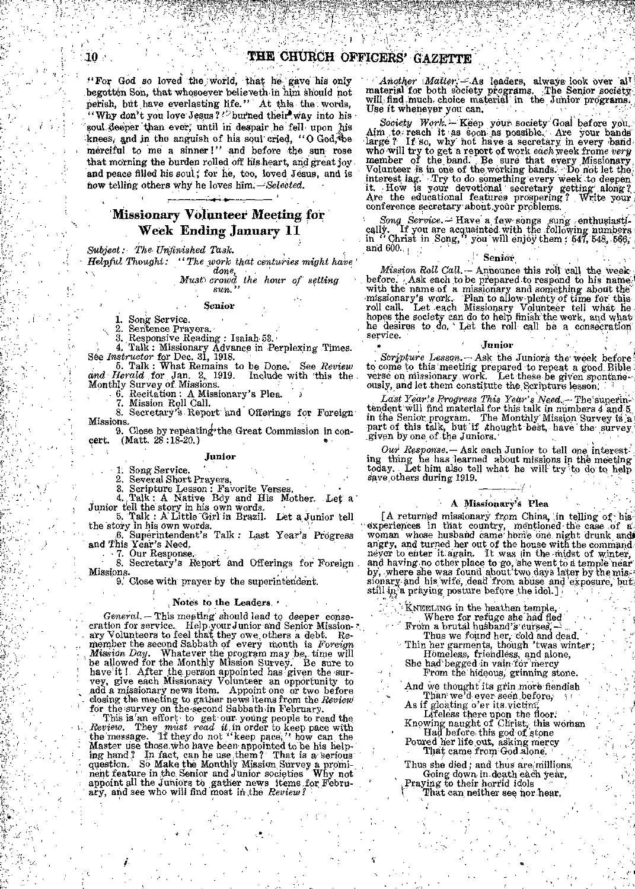"For God so loved the world, that he gave his only begotten Son, that whosoever believeth in him should not perish, but have everlasting life." At this the words, "Why don't you love Jesus?" burned their way into his soul deeper than ever, until in despair he fell upon his knees, and in the anguish of his soul cried, "O God, be merciful to me a sinner!" and before the sun rose that morning the burden rolled off his heart, and great joy and peace filled his soul; for he, too, loved Jesus, and is now telling others why he loves him.—*Selected.*

## Missionary Volunteer Meeting for Week Ending January 11

*Subject:* *The Unfinished Task.*

*Helpful Thought:* *"The work that centuries might have done,*
*Must crowd the hour of setting sun."*

### Senior

1. Song Service.
2. Sentence Prayers.
3. Responsive Reading: Isaiah 53.
4. Talk: Missionary Advance in Perplexing Times. See *Instructor* for Dec. 31, 1918.
5. Talk: What Remains to be Done. See *Review and Herald* for Jan. 2, 1919. Include with this the Monthly Survey of Missions.
6. Recitation: A Missionary's Plea.
7. Mission Roll Call.
8. Secretary's Report and Offerings for Foreign Missions.
9. Close by repeating the Great Commission in concert. (Matt. 28:18-20.)

### Junior

1. Song Service.
2. Several Short Prayers.
3. Scripture Lesson: Favorite Verses.
4. Talk: A Native Boy and His Mother. Let a Junior tell the story in his own words.
5. Talk: A Little Girl in Brazil. Let a Junior tell the story in his own words.
6. Superintendent's Talk: Last Year's Progress and This Year's Need.
7. Our Response.
8. Secretary's Report and Offerings for Foreign Missions.
9. Close with prayer by the superintendent.

### Notes to the Leaders

*General.*—This meeting should lead to deeper consecration for service. Help your Junior and Senior Missionary Volunteers to feel that they owe others a debt. Remember the second Sabbath of every month is *Foreign Mission Day.* Whatever the program may be, time will be allowed for the Monthly Mission Survey. Be sure to have it! After the person appointed has given the survey, give each Missionary Volunteer an opportunity to add a missionary news item. Appoint one or two before closing the meeting to gather news items from the *Review* for the survey on the second Sabbath in February.

This is an effort to get our young people to read the *Review.* They *must read it* in order to keep pace with the message. If they do not "keep pace," how can the Master use those who have been appointed to be his helping hand? In fact, can he use them? That is a serious question. So Make the Monthly Mission Survey a prominent feature in the Senior and Junior societies Why not appoint all the Juniors to gather news items for February, and see who will find most in the *Review?*

*Another Matter.*—As leaders, always look over all material for both society programs. The Senior society will find much choice material in the Junior programs. Use it whenever you can.

*Society Work.*—Keep your society Goal before you. Aim to reach it as soon as possible. Are your bands large? If so, why not have a secretary in every band who will try to get a report of work *each* week from *every* member of the band. Be sure that every Missionary Volunteer is in one of the working bands. Do not let the interest lag. Try to do something every week to deepen it. How is your devotional secretary getting along? Are the educational features prospering? Write your conference secretary about your problems.

*Song Service.*—Have a few songs sung enthusiastically. If you are acquainted with the following numbers in "Christ in Song," you will enjoy them: 547, 548, 566, and 600.

### Senior

*Mission Roll Call.*—Announce this roll call the week before. Ask each to be prepared to respond to his name with the name of a missionary and something about the missionary's work. Plan to allow plenty of time for this roll call. Let each Missionary Volunteer tell what he hopes the society can do to help finish the work, and what he desires to do. Let the roll call be a consecration service.

### Junior

*Scripture Lesson.*—Ask the Juniors the week before to come to this meeting prepared to repeat a good Bible verse on missionary work. Let these be given spontaneously, and let them constitute the Scripture lesson.

*Last Year's Progress This Year's Need.*—The superintendent will find material for this talk in numbers 4 and 5 in the Senior program. The Monthly Mission Survey is a part of this talk, but if thought best, have the survey given by one of the Juniors.

*Our Response.*—Ask each Junior to tell one interesting thing he has learned about missions in the meeting today. Let him also tell what he will try to do to help save others during 1919.

### A Missionary's Plea

[A returned missionary from China, in telling of his experiences in that country, mentioned the case of a woman whose husband came home one night drunk and angry, and turned her out of the house with the command never to enter it again. It was in the midst of winter, and having no other place to go, she went to a temple near by, where she was found about two days later by the missionary and his wife, dead from abuse and exposure, but still in a praying posture before the idol.]

KNEELING in the heathen temple,
  Where for refuge she had fled
From a brutal husband's curses,—
  Thus we found her, cold and dead.
Thin her garments, though 'twas winter;
  Homeless, friendless, and alone,
She had begged in vain for mercy
  From the hideous, grinning stone.

And we thought its grin more fiendish
  Than we'd ever seen before,
As if gloating o'er its victim,
  Lifeless there upon the floor.
Knowing naught of Christ, this woman
  Had before this god of stone
Poured her life out, asking mercy
  That came from God alone.

Thus she died; and thus are millions,
  Going down in death each year,
Praying to their horrid idols
  That can neither see nor hear.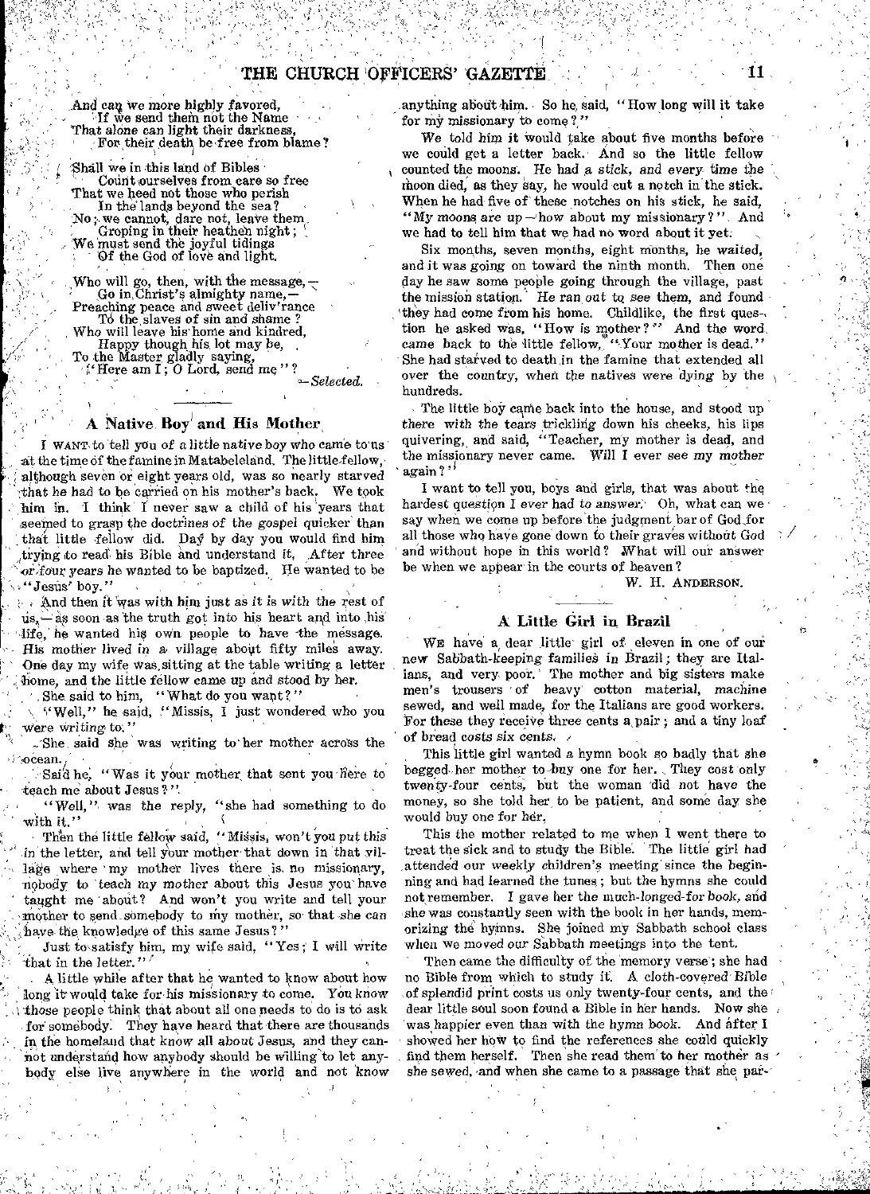And can we more highly favored,
If we send them not the Name
That alone can light their darkness,
For their death be free from blame?

Shall we in this land of Bibles
Count ourselves from care so free
That we heed not those who perish
In the lands beyond the sea?
No; we cannot, dare not, leave them
Groping in their heathen night;
We must send the joyful tidings
Of the God of love and light.

Who will go, then, with the message,—
Go in Christ's almighty name,—
Preaching peace and sweet deliv'rance
To the slaves of sin and shame?
Who will leave his home and kindred,
Happy though his lot may be,
To the Master gladly saying,
"Here am I; O Lord, send me"?

—*Selected.*

## A Native Boy and His Mother

I WANT to tell you of a little native boy who came to us at the time of the famine in Matabeleland. The little fellow, although seven or eight years old, was so nearly starved that he had to be carried on his mother's back. We took him in. I think I never saw a child of his years that seemed to grasp the doctrines of the gospel quicker than that little fellow did. Day by day you would find him trying to read his Bible and understand it. After three or four years he wanted to be baptized. He wanted to be "Jesus' boy."

And then it was with him just as it is with the rest of us,—as soon as the truth got into his heart and into his life, he wanted his own people to have the message. His mother lived in a village about fifty miles away. One day my wife was sitting at the table writing a letter home, and the little fellow came up and stood by her.

She said to him, "What do you want?"

"Well," he said, "Missis, I just wondered who you were writing to."

She said she was writing to her mother across the ocean.

Said he, "Was it your mother that sent you here to teach me about Jesus?"

"Well," was the reply, "she had something to do with it."

Then the little fellow said, "Missis, won't you put this in the letter, and tell your mother that down in that village where my mother lives there is no missionary, nobody to teach my mother about this Jesus you have taught me about? And won't you write and tell your mother to send somebody to my mother, so that she can have the knowledge of this same Jesus?"

Just to satisfy him, my wife said, "Yes; I will write that in the letter."

A little while after that he wanted to know about how long it would take for his missionary to come. You know those people think that about all one needs to do is to ask for somebody. They have heard that there are thousands in the homeland that know all about Jesus, and they cannot understand how anybody should be willing to let anybody else live anywhere in the world and not know anything about him. So he said, "How long will it take for my missionary to come?"

We told him it would take about five months before we could get a letter back. And so the little fellow counted the moons. He had a stick, and every time the moon died, as they say, he would cut a notch in the stick. When he had five of these notches on his stick, he said, "My moons are up—how about my missionary?" And we had to tell him that we had no word about it yet.

Six months, seven months, eight months, he waited, and it was going on toward the ninth month. Then one day he saw some people going through the village, past the mission station. He ran out to see them, and found they had come from his home. Childlike, the first question he asked was, "How is mother?" And the word came back to the little fellow, "Your mother is dead." She had starved to death in the famine that extended all over the country, when the natives were dying by the hundreds.

The little boy came back into the house, and stood up there with the tears trickling down his cheeks, his lips quivering, and said, "Teacher, my mother is dead, and the missionary never came. Will I ever see my mother again?"

I want to tell you, boys and girls, that was about the hardest question I ever had to answer. Oh, what can we say when we come up before the judgment bar of God for all those who have gone down to their graves without God and without hope in this world? What will our answer be when we appear in the courts of heaven?

W. H. ANDERSON.

## A Little Girl in Brazil

WE have a dear little girl of eleven in one of our new Sabbath-keeping families in Brazil; they are Italians, and very poor. The mother and big sisters make men's trousers of heavy cotton material, machine sewed, and well made, for the Italians are good workers. For these they receive three cents a pair; and a tiny loaf of bread costs six cents.

This little girl wanted a hymn book so badly that she begged her mother to buy one for her. They cost only twenty-four cents, but the woman did not have the money, so she told her to be patient, and some day she would buy one for her.

This the mother related to me when I went there to treat the sick and to study the Bible. The little girl had attended our weekly children's meeting since the beginning and had learned the tunes; but the hymns she could not remember. I gave her the much-longed-for book, and she was constantly seen with the book in her hands, memorizing the hymns. She joined my Sabbath school class when we moved our Sabbath meetings into the tent.

Then came the difficulty of the memory verse; she had no Bible from which to study it. A cloth-covered Bible of splendid print costs us only twenty-four cents, and the dear little soul soon found a Bible in her hands. Now she was happier even than with the hymn book. And after I showed her how to find the references she could quickly find them herself. Then she read them to her mother as she sewed, and when she came to a passage that she par-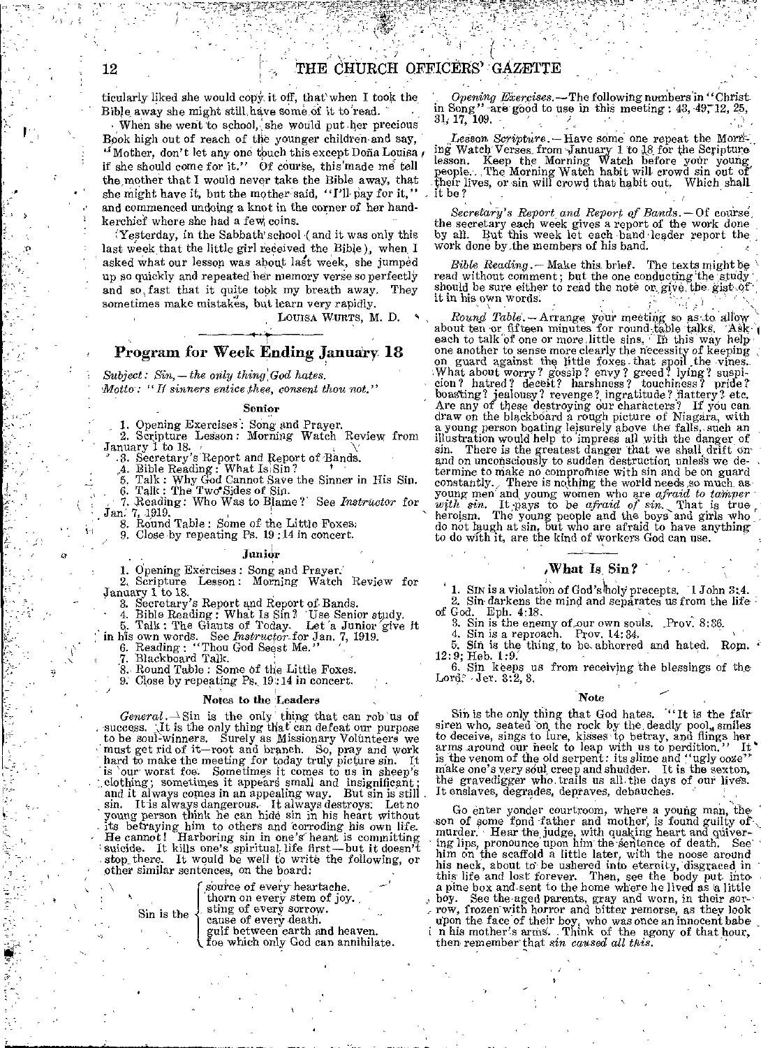ticularly liked she would copy it off, that when I took the Bible away she might still have some of it to read.

When she went to school, she would put her precious Book high out of reach of the younger children and say, "Mother, don't let any one touch this except Doña Louisa if she should come for it." Of course, this made me tell the mother that I would never take the Bible away, that she might have it, but the mother said, "I'll pay for it," and commenced undoing a knot in the corner of her handkerchief where she had a few coins.

Yesterday, in the Sabbath school (and it was only this last week that the little girl received the Bible), when I asked what our lesson was about last week, she jumped up so quickly and repeated her memory verse so perfectly and so fast that it quite took my breath away. They sometimes make mistakes, but learn very rapidly.

LOUISA WURTS, M. D.

## Program for Week Ending January 18

*Subject: Sin, — the only thing God hates.*
*Motto: "If sinners entice thee, consent thou not."*

### Senior

1. Opening Exercises: Song and Prayer.
2. Scripture Lesson: Morning Watch Review from January 1 to 18.
3. Secretary's Report and Report of Bands.
4. Bible Reading: What Is Sin?
5. Talk: Why God Cannot Save the Sinner in His Sin.
6. Talk: The Two Sides of Sin.
7. Reading: Who Was to Blame? See *Instructor* for Jan. 7, 1919.
8. Round Table: Some of the Little Foxes.
9. Close by repeating Ps. 19:14 in concert.

### Junior

1. Opening Exercises: Song and Prayer.
2. Scripture Lesson: Morning Watch Review for January 1 to 18.
3. Secretary's Report and Report of Bands.
4. Bible Reading: What Is Sin? Use Senior study.
5. Talk: The Giants of Today. Let a Junior give it in his own words. See *Instructor* for Jan. 7, 1919.
6. Reading: "Thou God Seest Me."
7. Blackboard Talk.
8. Round Table: Some of the Little Foxes.
9. Close by repeating Ps. 19:14 in concert.

### Notes to the Leaders

*General.* — Sin is the only thing that can rob us of success. It is the only thing that can defeat our purpose to be soul-winners. Surely as Missionary Volunteers we must get rid of it—root and branch. So, pray and work hard to make the meeting for today truly picture sin. It is our worst foe. Sometimes it comes to us in sheep's clothing; sometimes it appears small and insignificant; and it always comes in an appealing way. But sin is still sin. It is always dangerous. It always destroys. Let no young person think he can hide sin in his heart without its betraying him to others and corroding his own life. He cannot! Harboring sin in one's heart is committing suicide. It kills one's spiritual life first—but it doesn't stop there. It would be well to write the following, or other similar sentences, on the board:

Sin is the
- source of every heartache.
- thorn on every stem of joy.
- sting of every sorrow.
- cause of every death.
- gulf between earth and heaven.
- foe which only God can annihilate.

*Opening Exercises.* — The following numbers in "Christ in Song" are good to use in this meeting: 43, 49, 12, 25, 31, 17, 109.

*Lesson Scripture.* — Have some one repeat the Morning Watch Verses from January 1 to 18 for the Scripture lesson. Keep the Morning Watch before your young people. The Morning Watch habit will crowd sin out of their lives, or sin will crowd that habit out. Which shall it be?

*Secretary's Report and Report of Bands.* — Of course, the secretary each week gives a report of the work done by all. But this week let each band leader report the work done by the members of his band.

*Bible Reading.* — Make this brief. The texts might be read without comment; but the one conducting the study should be sure either to read the note or give the gist of it in his own words.

*Round Table.* — Arrange your meeting so as to allow about ten or fifteen minutes for round-table talks. Ask each to talk of one or more little sins. In this way help one another to sense more clearly the necessity of keeping on guard against the little foxes that spoil the vines. What about worry? gossip? envy? greed? lying? suspicion? hatred? deceit? harshness? touchiness? pride? boasting? jealousy? revenge? ingratitude? flattery? etc. Are any of these destroying our characters? If you can draw on the blackboard a rough picture of Niagara, with a young person boating leisurely above the falls, such an illustration would help to impress all with the danger of sin. There is the greatest danger that we shall drift on and on unconsciously to sudden destruction unless we determine to make no compromise with sin and be on guard constantly. There is nothing the world needs so much as young men and young women who are *afraid to tamper with sin.* It pays to be *afraid of sin.* That is true heroism. The young people and the boys and girls who do not laugh at sin, but who are afraid to have anything to do with it, are the kind of workers God can use.

### What Is Sin?

1. Sin is a violation of God's holy precepts. 1 John 3:4.
2. Sin darkens the mind and separates us from the life of God. Eph. 4:18.
3. Sin is the enemy of our own souls. Prov. 8:36.
4. Sin is a reproach. Prov. 14:34.
5. Sin is the thing to be abhorred and hated. Rom. 12:9; Heb. 1:9.
6. Sin keeps us from receiving the blessings of the Lord. Jer. 3:2, 8.

#### Note

Sin is the only thing that God hates. "It is the fair siren who, seated on the rock by the deadly pool, smiles to deceive, sings to lure, kisses to betray, and flings her arms around our neck to leap with us to perdition." It is the venom of the old serpent: its slime and "ugly ooze" make one's very soul creep and shudder. It is the sexton, the gravedigger who trails us all the days of our lives. It enslaves, degrades, depraves, debauches.

Go enter yonder courtroom, where a young man, the son of some fond father and mother, is found guilty of murder. Hear the judge, with quaking heart and quivering lips, pronounce upon him the sentence of death. See him on the scaffold a little later, with the noose around his neck, about to be ushered into eternity, disgraced in this life and lost forever. Then, see the body put into a pine box and sent to the home where he lived as a little boy. See the aged parents, gray and worn, in their sorrow, frozen with horror and bitter remorse, as they look upon the face of their boy, who was once an innocent babe in his mother's arms. Think of the agony of that hour, then remember that *sin caused all this.*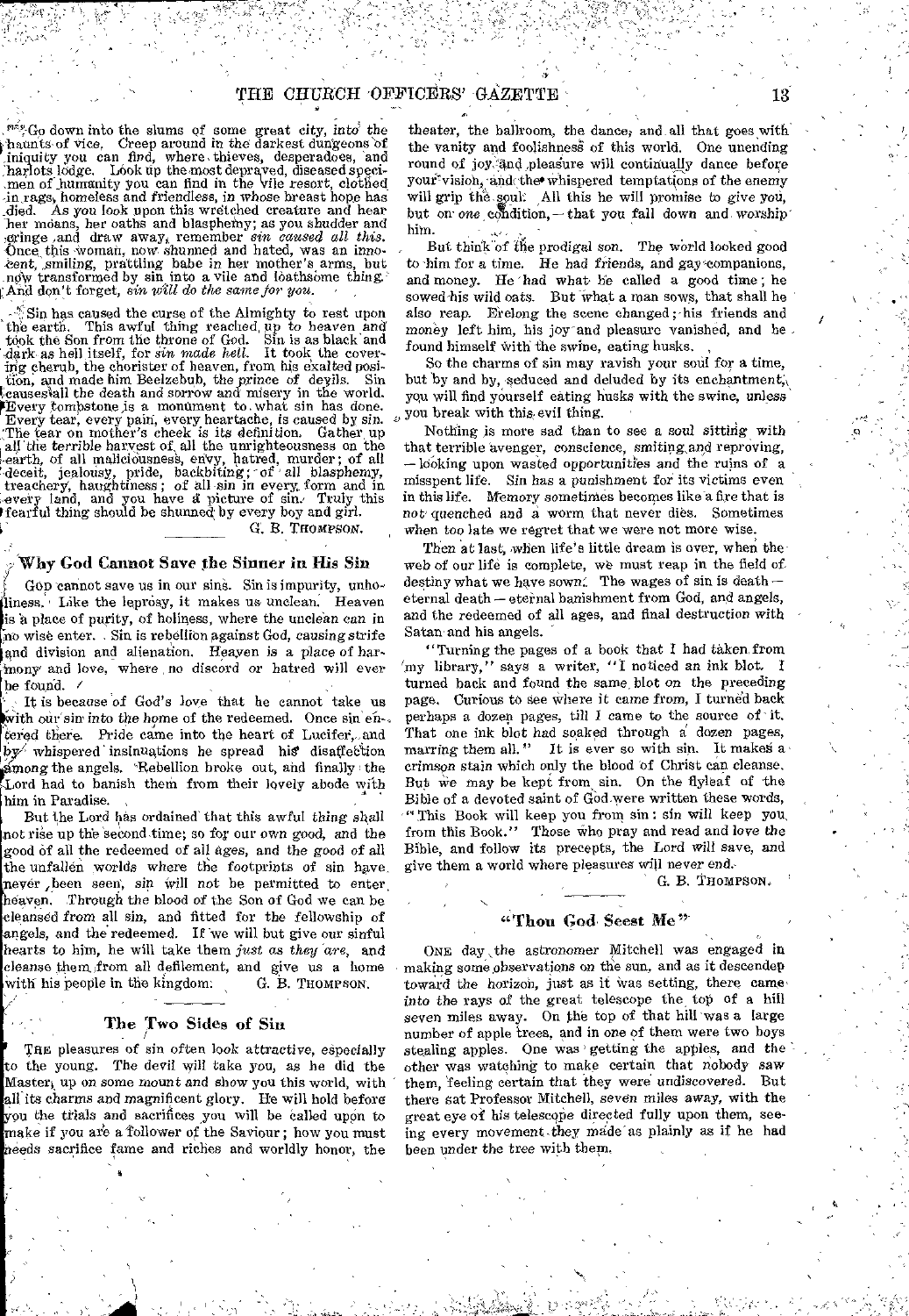Go down into the slums of some great city, into the haunts of vice. Creep around in the darkest dungeons of iniquity you can find, where thieves, desperadoes, and harlots lodge. Look up the most depraved, diseased specimen of humanity you can find in the vile resort, clothed in rags, homeless and friendless, in whose breast hope has died. As you look upon this wretched creature and hear her moans, her oaths and blasphemy; as you shudder and cringe and draw away, remember *sin caused all this.* Once this woman, now shunned and hated, was an innocent, smiling, prattling babe in her mother's arms, but now transformed by sin into a vile and loathsome thing. And don't forget, *sin will do the same for you.*

Sin has caused the curse of the Almighty to rest upon the earth. This awful thing reached up to heaven and took the Son from the throne of God. Sin is as black and dark as hell itself, for *sin made hell.* It took the covering cherub, the chorister of heaven, from his exalted position, and made him Beelzebub, the prince of devils. Sin causes all the death and sorrow and misery in the world. Every tombstone is a monument to what sin has done. Every tear, every pain, every heartache, is caused by sin. The tear on mother's cheek is its definition. Gather up all the terrible harvest of all the unrighteousness on the earth, of all maliciousness, envy, hatred, murder; of all deceit, jealousy, pride, backbiting; of all blasphemy, treachery, haughtiness; of all sin in every form and in every land, and you have a picture of sin. Truly this fearful thing should be shunned by every boy and girl.

G. B. THOMPSON.

## Why God Cannot Save the Sinner in His Sin

GOD cannot save us in our sins. Sin is impurity, unholiness. Like the leprosy, it makes us unclean. Heaven is a place of purity, of holiness, where the unclean can in no wise enter. Sin is rebellion against God, causing strife and division and alienation. Heaven is a place of harmony and love, where no discord or hatred will ever be found.

It is because of God's love that he cannot take us with our sin into the home of the redeemed. Once sin entered there. Pride came into the heart of Lucifer, and by whispered insinuations he spread his disaffection among the angels. Rebellion broke out, and finally the Lord had to banish them from their lovely abode with him in Paradise.

But the Lord has ordained that this awful thing shall not rise up the second time; so for our own good, and the good of all the redeemed of all ages, and the good of all the unfallen worlds where the footprints of sin have never been seen, sin will not be permitted to enter heaven. Through the blood of the Son of God we can be cleansed from all sin, and fitted for the fellowship of angels, and the redeemed. If we will but give our sinful hearts to him, he will take them *just as they are,* and cleanse them from all defilement, and give us a home with his people in the kingdom.

G. B. THOMPSON.

## The Two Sides of Sin

THE pleasures of sin often look attractive, especially to the young. The devil will take you, as he did the Master, up on some mount and show you this world, with all its charms and magnificent glory. He will hold before you the trials and sacrifices you will be called upon to make if you are a follower of the Saviour; how you must needs sacrifice fame and riches and worldly honor, the theater, the ballroom, the dance, and all that goes with the vanity and foolishness of this world. One unending round of joy and pleasure will continually dance before your vision, and the whispered temptations of the enemy will grip the soul. All this he will promise to give you, but on *one* condition,— that you fall down and worship him.

But think of the prodigal son. The world looked good to him for a time. He had friends, and gay companions, and money. He had what he called a good time; he sowed his wild oats. But what a man sows, that shall he also reap. Erelong the scene changed; his friends and money left him, his joy and pleasure vanished, and he found himself with the swine, eating husks.

So the charms of sin may ravish your soul for a time, but by and by, seduced and deluded by its enchantment, you will find yourself eating husks with the swine, unless you break with this evil thing.

Nothing is more sad than to see a soul sitting with that terrible avenger, conscience, smiting and reproving, — looking upon wasted opportunities and the ruins of a misspent life. Sin has a punishment for its victims even in this life. Memory sometimes becomes like a fire that is not quenched and a worm that never dies. Sometimes when too late we regret that we were not more wise.

Then at last, when life's little dream is over, when the web of our life is complete, we must reap in the field of destiny what we have sown. The wages of sin is death — eternal death — eternal banishment from God, and angels, and the redeemed of all ages, and final destruction with Satan and his angels.

"Turning the pages of a book that I had taken from my library," says a writer, "I noticed an ink blot. I turned back and found the same blot on the preceding page. Curious to see where it came from, I turned back perhaps a dozen pages, till I came to the source of it. That one ink blot had soaked through a dozen pages, marring them all." It is ever so with sin. It makes a crimson stain which only the blood of Christ can cleanse. But we may be kept from sin. On the flyleaf of the Bible of a devoted saint of God were written these words, "This Book will keep you from sin: sin will keep you from this Book." Those who pray and read and love the Bible, and follow its precepts, the Lord will save, and give them a world where pleasures will never end.

G. B. THOMPSON.

## "Thou God Seest Me"

ONE day the astronomer Mitchell was engaged in making some observations on the sun, and as it descended toward the horizon, just as it was setting, there came into the rays of the great telescope the top of a hill seven miles away. On the top of that hill was a large number of apple trees, and in one of them were two boys stealing apples. One was getting the apples, and the other was watching to make certain that nobody saw them, feeling certain that they were undiscovered. But there sat Professor Mitchell, seven miles away, with the great eye of his telescope directed fully upon them, seeing every movement they made as plainly as if he had been under the tree with them.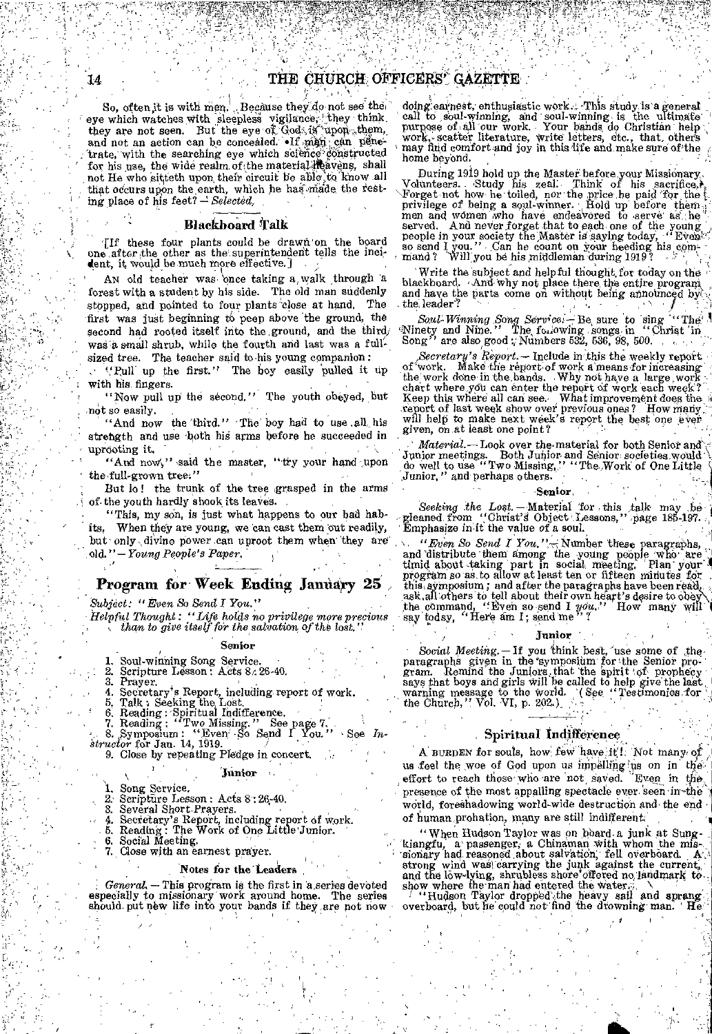So, often it is with men. Because they do not see the eye which watches with sleepless vigilance, they think they are not seen. But the eye of God is upon them, and not an action can be concealed. If man can penetrate, with the searching eye which science constructed for his use, the wide realm of the material heavens, shall not He who sitteth upon their circuit be able to know all that occurs upon the earth, which he has made the resting place of his feet? — *Selected.*

### Blackboard Talk

[If these four plants could be drawn on the board one after the other as the superintendent tells the incident, it would be much more effective.]

An old teacher was once taking a walk through a forest with a student by his side. The old man suddenly stopped, and pointed to four plants close at hand. The first was just beginning to peep above the ground, the second had rooted itself into the ground, and the third was a small shrub, while the fourth and last was a full-sized tree. The teacher said to his young companion:

"Pull up the first." The boy easily pulled it up with his fingers.

"Now pull up the second." The youth obeyed, but not so easily.

"And now the third." The boy had to use all his strength and use both his arms before he succeeded in uprooting it.

"And now," said the master, "try your hand upon the full-grown tree."

But lo! the trunk of the tree grasped in the arms of the youth hardly shook its leaves.

"This, my son, is just what happens to our bad habits. When they are young, we can cast them out readily, but only divine power can uproot them when they are old." — *Young People's Paper.*

## Program for Week Ending January 25

*Subject: "Even So Send I You."*

*Helpful Thought: "Life holds no privilege more precious than to give itself for the salvation of the lost."*

### Senior

1. Soul-winning Song Service.
2. Scripture Lesson: Acts 8:26-40.
3. Prayer.
4. Secretary's Report, including report of work.
5. Talk: Seeking the Lost.
6. Reading: Spiritual Indifference.
7. Reading: "Two Missing." See page 7.
8. Symposium: "Even So Send I You." See *Instructor* for Jan. 14, 1919.
9. Close by repeating Pledge in concert.

### Junior

1. Song Service.
2. Scripture Lesson: Acts 8:26-40.
3. Several Short Prayers.
4. Secretary's Report, including report of work.
5. Reading: The Work of One Little Junior.
6. Social Meeting.
7. Close with an earnest prayer.

### Notes for the Leaders

*General.* — This program is the first in a series devoted especially to missionary work around home. The series should put new life into your bands if they are not now doing earnest, enthusiastic work. This study is a general call to soul-winning, and soul-winning is the ultimate purpose of all our work. Your bands do Christian help work, scatter literature, write letters, etc., that others may find comfort and joy in this life and make sure of the home beyond.

During 1919 hold up the Master before your Missionary Volunteers. Study his zeal. Think of his sacrifice. Forget not how he toiled, nor the price he paid for the privilege of being a soul-winner. Hold up before them men and women who have endeavored to serve as he served. And never forget that to each one of the young people in your society the Master is saying today, "Even so send I you." Can he count on your heeding his command? Will you be his middleman during 1919?

Write the subject and helpful thought for today on the blackboard. And why not place there the entire program and have the parts come on without being announced by the leader?

*Soul-Winning Song Service.* — Be sure to sing "The Ninety and Nine." The following songs in "Christ in Song" are also good: Numbers 532, 536, 98, 500.

*Secretary's Report.* — Include in this the weekly report of work. Make the report of work a means for increasing the work done in the bands. Why not have a large work chart where you can enter the report of work each week? Keep this where all can see. What improvement does the report of last week show over previous ones? How many will help to make next week's report the best one ever given, on at least one point?

*Material.* — Look over the material for both Senior and Junior meetings. Both Junior and Senior societies would do well to use "Two Missing," "The Work of One Little Junior," and perhaps others.

### Senior

*Seeking the Lost.* — Material for this talk may be gleaned from "Christ's Object Lessons," page 185-197. Emphasize in it the value of a soul.

*"Even So Send I You."* — Number these paragraphs, and distribute them among the young people who are timid about taking part in social meeting. Plan your program so as to allow at least ten or fifteen minutes for this symposium; and after the paragraphs have been read, ask all others to tell about their own heart's desire to obey the command, "Even so send I *you*." How many will say today, "Here am I; send me"?

### Junior

*Social Meeting.* — If you think best, use some of the paragraphs given in the symposium for the Senior program. Remind the Juniors that the spirit of prophecy says that boys and girls will be called to help give the last warning message to the world. (See "Testimonies for the Church," Vol. VI, p. 202.)

## Spiritual Indifference

A burden for souls, how few have it! Not many of us feel the woe of God upon us impelling us on in the effort to reach those who are not saved. Even in the presence of the most appalling spectacle ever seen in the world, foreshadowing world-wide destruction and the end of human probation, many are still indifferent.

"When Hudson Taylor was on board a junk at Sungkiangfu, a passenger, a Chinaman with whom the missionary had reasoned about salvation, fell overboard. A strong wind was carrying the junk against the current, and the low-lying, shrubless shore offered no landmark to show where the man had entered the water.

"Hudson Taylor dropped the heavy sail and sprang overboard, but he could not find the drowning man. He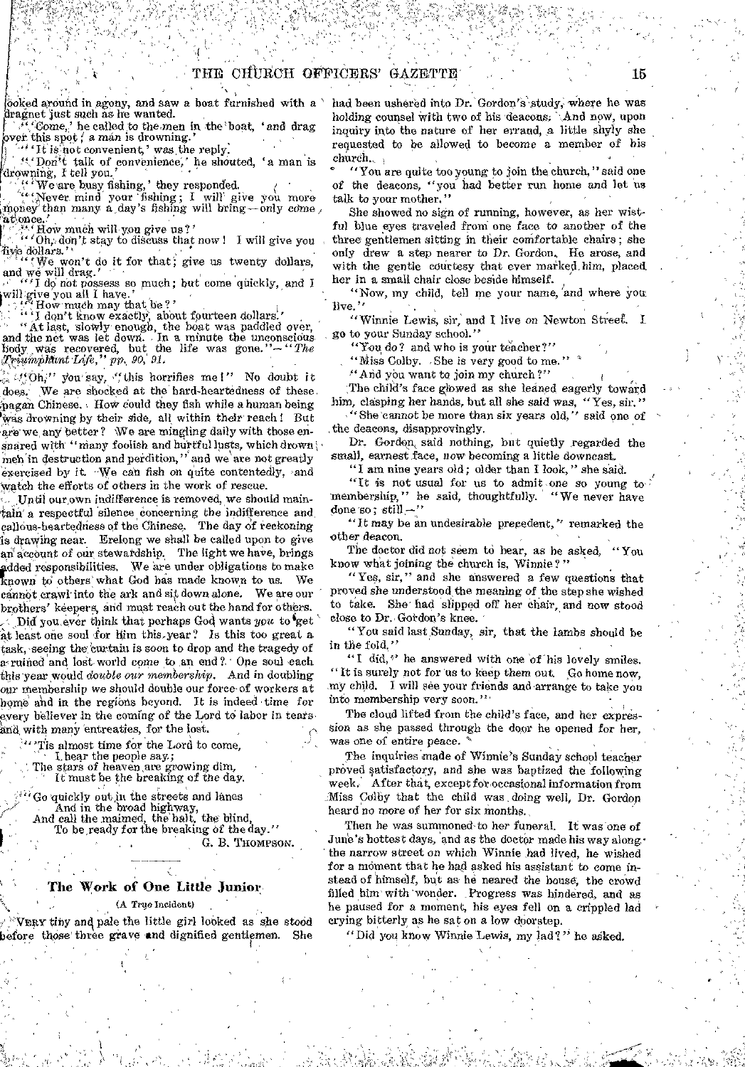looked around in agony, and saw a boat furnished with a dragnet just such as he wanted.

"'Come,' he called to the men in the boat, 'and drag over this spot; a man is drowning.'

"'It is not convenient,' was the reply.

"'Don't talk of convenience,' he shouted, 'a man is drowning, I tell you.'

"'We are busy fishing,' they responded.

"'Never mind your fishing; I will give you more money than many a day's fishing will bring — only come at once.'

"'How much will you give us?'

"'Oh, don't stay to discuss that now! I will give you five dollars.'

"'We won't do it for that; give us twenty dollars, and we will drag.'

"'I do not possess so much; but come quickly, and I will give you all I have.'

"'How much may that be?'

"'I don't know exactly, about fourteen dollars.'

"At last, slowly enough, the boat was paddled over, and the net was let down. In a minute the unconscious body was recovered, but the life was gone." — "*The Triumphant Life*," pp. 90, 91.

"Oh," you say, "this horrifies me!" No doubt it does. We are shocked at the hard-heartedness of these pagan Chinese. How could they fish while a human being was drowning by their side, all within their reach! But are we any better? We are mingling daily with those ensnared with "many foolish and hurtful lusts, which drown men in destruction and perdition," and we are not greatly exercised by it. We can fish on quite contentedly, and watch the efforts of others in the work of rescue.

Until our own indifference is removed, we should maintain a respectful silence concerning the indifference and callous-heartedness of the Chinese. The day of reckoning is drawing near. Erelong we shall be called upon to give an account of our stewardship. The light we have, brings added responsibilities. We are under obligations to make known to others what God has made known to us. We cannot crawl into the ark and sit down alone. We are our brothers' keepers, and must reach out the hand for others.

Did you ever think that perhaps God wants *you* to get at least one soul for Him this year? Is this too great a task, seeing the curtain is soon to drop and the tragedy of a ruined and lost world come to an end? One soul each this year would *double our membership*. And in doubling our membership we should double our force of workers at home and in the regions beyond. It is indeed time for every believer in the coming of the Lord to labor in tears and with many entreaties, for the lost.

"'Tis almost time for the Lord to come,
 I hear the people say;
The stars of heaven are growing dim,
 It must be the breaking of the day.

"Go quickly out in the streets and lanes
 And in the broad highway,
And call the maimed, the halt, the blind,
 To be ready for the breaking of the day."

G. B. THOMPSON.

## The Work of One Little Junior

(A True Incident)

VERY tiny and pale the little girl looked as she stood before those three grave and dignified gentlemen. She had been ushered into Dr. Gordon's study, where he was holding counsel with two of his deacons. And now, upon inquiry into the nature of her errand, a little shyly she requested to be allowed to become a member of his church.

"You are quite too young to join the church," said one of the deacons, "you had better run home and let us talk to your mother."

She showed no sign of running, however, as her wistful blue eyes traveled from one face to another of the three gentlemen sitting in their comfortable chairs; she only drew a step nearer to Dr. Gordon. He arose, and with the gentle courtesy that ever marked him, placed her in a small chair close beside himself.

"Now, my child, tell me your name, and where you live."

"Winnie Lewis, sir, and I live on Newton Street. I go to your Sunday school."

"You do? and who is your teacher?"

"Miss Colby. She is very good to me."

"And you want to join my church?"

The child's face glowed as she leaned eagerly toward him, clasping her hands, but all she said was, "Yes, sir."

"She cannot be more than six years old," said one of the deacons, disapprovingly.

Dr. Gordon said nothing, but quietly regarded the small, earnest face, now becoming a little downcast.

"I am nine years old; older than I look," she said.

"It is not usual for us to admit one so young to membership," he said, thoughtfully. "We never have done so; still —"

"It may be an undesirable precedent," remarked the other deacon.

The doctor did not seem to hear, as he asked, "You know what joining the church is, Winnie?"

"Yes, sir," and she answered a few questions that proved she understood the meaning of the step she wished to take. She had slipped off her chair, and now stood close to Dr. Gordon's knee.

"You said last Sunday, sir, that the lambs should be in the fold."

"I did," he answered with one of his lovely smiles. "It is surely not for us to keep them out. Go home now, my child. I will see your friends and arrange to take you into membership very soon."

The cloud lifted from the child's face, and her expression as she passed through the door he opened for her, was one of entire peace.

The inquiries made of Winnie's Sunday school teacher proved satisfactory, and she was baptized the following week. After that, except for occasional information from Miss Colby that the child was doing well, Dr. Gordon heard no more of her for six months.

Then he was summoned to her funeral. It was one of June's hottest days, and as the doctor made his way along the narrow street on which Winnie had lived, he wished for a moment that he had asked his assistant to come instead of himself, but as he neared the house, the crowd filled him with wonder. Progress was hindered, and as he paused for a moment, his eyes fell on a crippled lad crying bitterly as he sat on a low doorstep.

"Did you know Winnie Lewis, my lad?" he asked.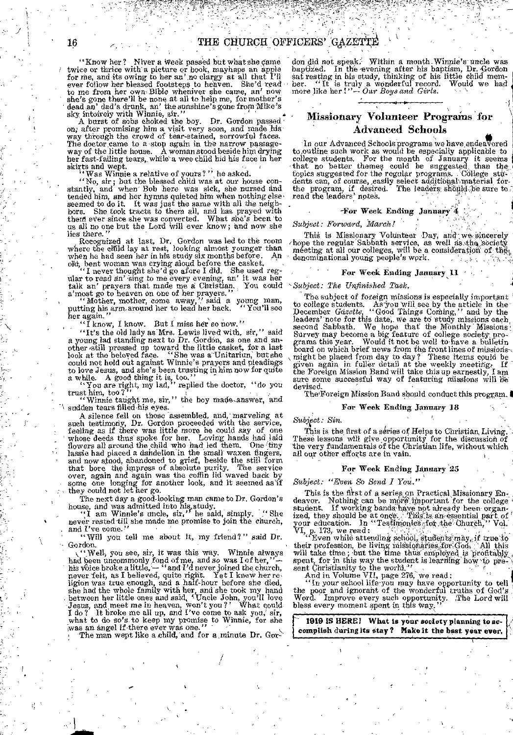"Know her? Niver a week passed but what she came twice or thrice with a picture or book, mayhaps an apple for me, and its owing to her an' no clargy at all that I'll ever follow her blessed footsteps to heaven. She'd read to me from her own Bible whiniver she came, an' now she's gone there'll be none at all to help me, for mother's dead an' dad's drunk, an' the sunshine's gone from Mike's sky intoirely with Winnie, sir."

A burst of sobs choked the boy. Dr. Gordon passed on, after promising him a visit very soon, and made his way through the crowd of tear-stained, sorrowful faces. The doctor came to a stop again in the narrow passageway of the little house. A woman stood beside him drying her fast-falling tears, while a wee child hid his face in her skirts and wept.

"Was Winnie a relative of yours?" he asked.

"No, sir; but the blessed child was at our house constantly, and when Bob here was sick, she nursed and tended him, and her hymns quieted him when nothing else seemed to do it. It was just the same with all the neighbors. She took tracts to them all, and has prayed with them ever since she was converted. What she's been to us all no one but the Lord will ever know; and now she lies there."

Recognized at last, Dr. Gordon was led to the room where the child lay at rest, looking almost younger than when he had seen her in his study six months before. An old, bent woman was crying aloud before the casket.

"I never thought she'd go afore I did. She used regular to read an' sing to me every evening, an' it was her talk an' prayers that made me a Christian. You could a'most go to heaven on one of her prayers."

"Mother, mother, come away," said a young man, putting his arm around her to lead her back. "You'll see her again."

"I know, I know. But I miss her so now."

"It's the old lady as Mrs. Lewis lived with, sir," said a young lad standing next to Dr. Gordon, as one and another still pressed up toward the little casket, for a last look at the beloved face. "She was a Unitarian, but she could not hold out against Winnie's prayers and pleadings to love Jesus, and she's been trusting in him now for quite a while. A good thing it is, too."

"You are right, my lad," replied the doctor, "do you trust him, too?"

"Winnie taught me, sir," the boy made answer, and sudden tears filled his eyes.

A silence fell on those assembled, and, marveling at such testimony, Dr. Gordon proceeded with the service, feeling as if there was little more he could say of one whose deeds thus spoke for her. Loving hands had laid flowers all around the child who had led them. One tiny lassie had placed a dandelion in the small waxen fingers, and now stood, abandoned to grief, beside the still form that bore the impress of absolute purity. The service over, again and again was the coffin lid waved back by some one longing for another look, and it seemed as if they could not let her go.

The next day a good-looking man came to Dr. Gordon's house, and was admitted into his study.

"I am Winnie's uncle, sir," he said, simply. "She never rested till she made me promise to join the church, and I've come."

"Will you tell me about it, my friend?" said Dr. Gordon.

"Well, you see, sir, it was this way. Winnie always had been uncommonly fond of me, and so was I of her,"— his voice broke a little,— "and I'd never joined the church, never felt, as I believed, quite right. Yet I knew her religion was true enough, and a half-hour before she died, she had the whole family with her, and she took my hand between her little ones and said, 'Uncle John, you'll love Jesus, and meet me in heaven, won't you?' What could I do? It broke me all up, and I've come to ask you, sir, what to do so's to keep my promise to Winnie, for she was an angel if there ever was one."

The man wept like a child, and for a minute Dr. Gordon did not speak. Within a month Winnie's uncle was baptized. In the evening after his baptism, Dr. Gordon sat resting in his study, thinking of his little child member. "It is truly a wonderful record. Would we had more like her!"— *Our Boys and Girls.*

## Missionary Volunteer Programs for Advanced Schools

In our Advanced Schools programs we have endeavored to outline such work as would be especially applicable to college students. For the month of January it seems that no better themes could be suggested than the topics suggested for the regular programs. College students can, of course, easily select additional material for the program, if desired. The leaders should be sure to read the leaders' notes.

### For Week Ending January 4

*Subject: Forward, March!*

This is Missionary Volunteer Day, and we sincerely hope the regular Sabbath service, as well as the society meeting at all our colleges, will be a consideration of the denominational young people's work.

### For Week Ending January 11

*Subject: The Unfinished Task.*

The subject of foreign missions is especially important to college students. As you will see by the article in the December *Gazette*, "Good Things Coming," and by the leaders' note for this date, we are to study missions each second Sabbath. We hope that the Monthly Missions' Survey may become a big feature of college society programs this year. Would it not be well to have a bulletin board on which brief news from the front lines of missions might be placed from day to day? These items could be given again in fuller detail at the weekly meeting. If the Foreign Mission Band will take this up earnestly, I am sure some successful way of featuring missions will be devised.

The Foreign Mission Band should conduct this program.

### For Week Ending January 18

*Subject: Sin.*

This is the first of a series of Helps to Christian Living. These lessons will give opportunity for the discussion of the very fundamentals of the Christian life, without which all our other efforts are in vain.

### For Week Ending January 25

*Subject: "Even So Send I You."*

This is the first of a series on Practical Missionary Endeavor. Nothing can be more important for the college student. If working bands have not already been organized, they should be at once. This is an essential part of your education. In "Testimonies for the Church," Vol. VI, p. 173, we read:

"Even while attending school, students may, if true to their profession, be living missionaries for God. All this will take time; but the time thus employed is profitably spent, for in this way the student is learning how to present Christianity to the world."

And in Volume VII, page 276, we read:

"In your school life you may have opportunity to tell the poor and ignorant of the wonderful truths of God's Word. Improve every such opportunity. The Lord will bless every moment spent in this way."

**1919 IS HERE! What is your society planning to accomplish during its stay? Make it the best year ever.**